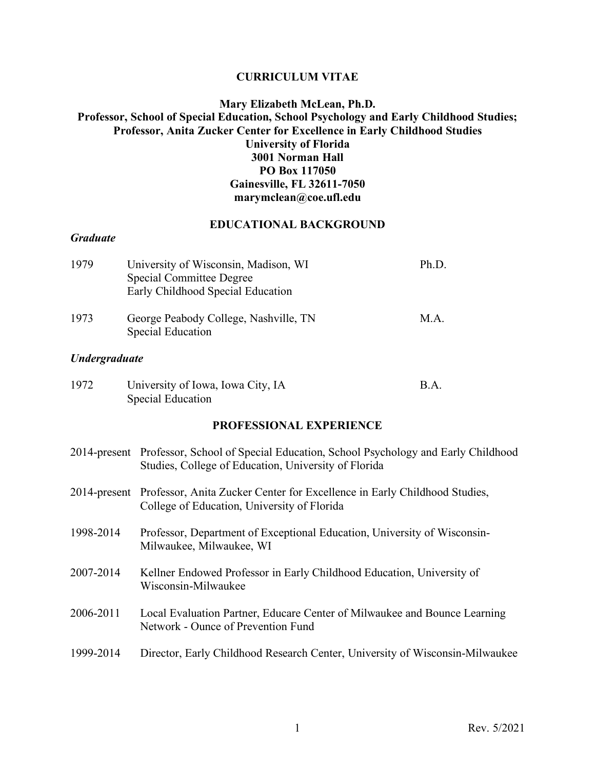# CURRICULUM VITAE

**Mary Elizabeth McLean, Ph.D.**
**Professor, School of Special Education, School Psychology and Early Childhood Studies;**
**Professor, Anita Zucker Center for Excellence in Early Childhood Studies**
**University of Florida**
**3001 Norman Hall**
**PO Box 117050**
**Gainesville, FL 32611-7050**
**marymclean@coe.ufl.edu**

## EDUCATIONAL BACKGROUND

### *Graduate*

| | | |
|---|---|---|
| 1979 | University of Wisconsin, Madison, WI<br>Special Committee Degree<br>Early Childhood Special Education | Ph.D. |
| 1973 | George Peabody College, Nashville, TN<br>Special Education | M.A. |

### *Undergraduate*

| | | |
|---|---|---|
| 1972 | University of Iowa, Iowa City, IA<br>Special Education | B.A. |

## PROFESSIONAL EXPERIENCE

| | |
|---|---|
| 2014-present | Professor, School of Special Education, School Psychology and Early Childhood Studies, College of Education, University of Florida |
| 2014-present | Professor, Anita Zucker Center for Excellence in Early Childhood Studies, College of Education, University of Florida |
| 1998-2014 | Professor, Department of Exceptional Education, University of Wisconsin-Milwaukee, Milwaukee, WI |
| 2007-2014 | Kellner Endowed Professor in Early Childhood Education, University of Wisconsin-Milwaukee |
| 2006-2011 | Local Evaluation Partner, Educare Center of Milwaukee and Bounce Learning Network - Ounce of Prevention Fund |
| 1999-2014 | Director, Early Childhood Research Center, University of Wisconsin-Milwaukee |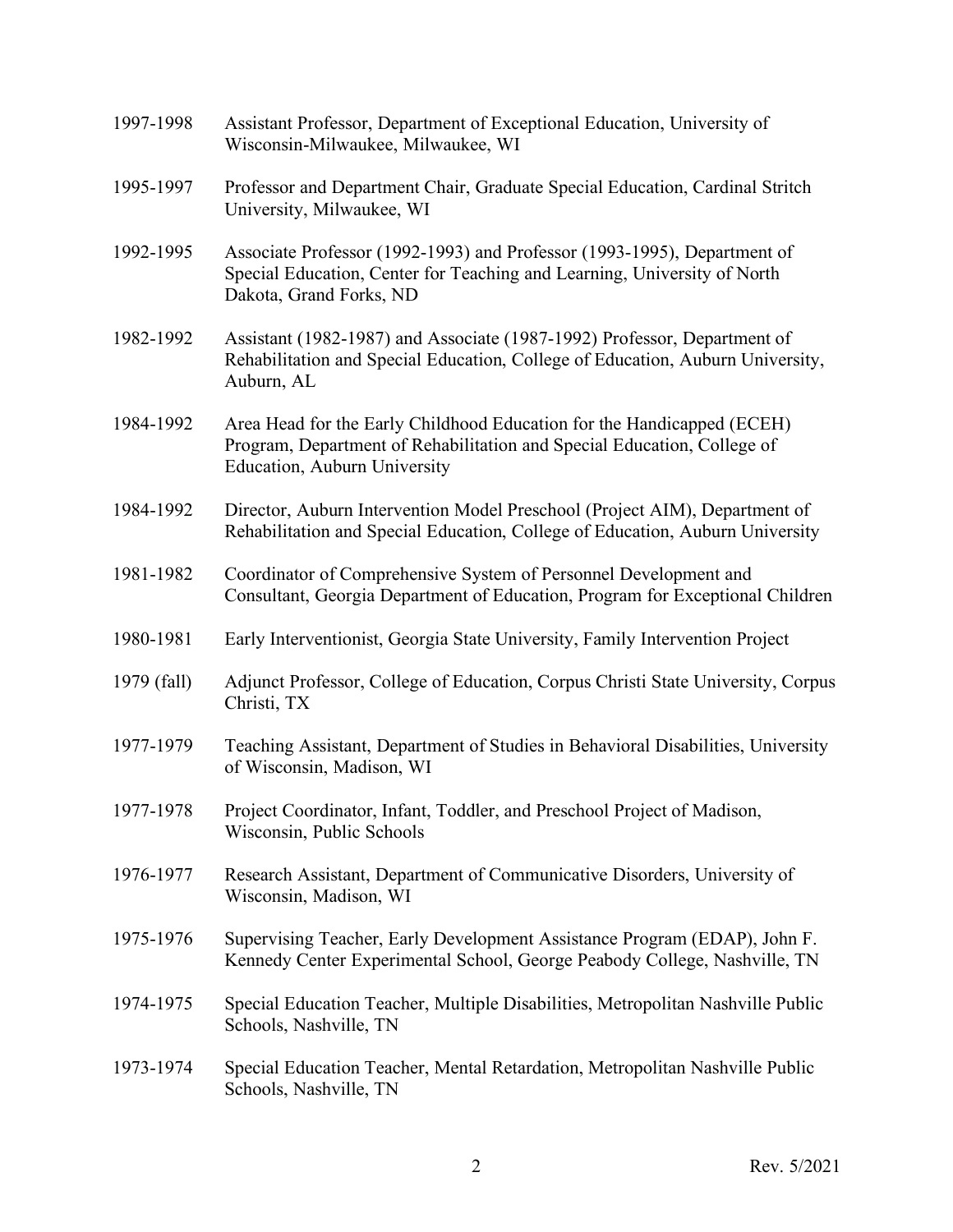1997-1998 Assistant Professor, Department of Exceptional Education, University of Wisconsin-Milwaukee, Milwaukee, WI

1995-1997 Professor and Department Chair, Graduate Special Education, Cardinal Stritch University, Milwaukee, WI

1992-1995 Associate Professor (1992-1993) and Professor (1993-1995), Department of Special Education, Center for Teaching and Learning, University of North Dakota, Grand Forks, ND

1982-1992 Assistant (1982-1987) and Associate (1987-1992) Professor, Department of Rehabilitation and Special Education, College of Education, Auburn University, Auburn, AL

1984-1992 Area Head for the Early Childhood Education for the Handicapped (ECEH) Program, Department of Rehabilitation and Special Education, College of Education, Auburn University

1984-1992 Director, Auburn Intervention Model Preschool (Project AIM), Department of Rehabilitation and Special Education, College of Education, Auburn University

1981-1982 Coordinator of Comprehensive System of Personnel Development and Consultant, Georgia Department of Education, Program for Exceptional Children

1980-1981 Early Interventionist, Georgia State University, Family Intervention Project

1979 (fall) Adjunct Professor, College of Education, Corpus Christi State University, Corpus Christi, TX

1977-1979 Teaching Assistant, Department of Studies in Behavioral Disabilities, University of Wisconsin, Madison, WI

1977-1978 Project Coordinator, Infant, Toddler, and Preschool Project of Madison, Wisconsin, Public Schools

1976-1977 Research Assistant, Department of Communicative Disorders, University of Wisconsin, Madison, WI

1975-1976 Supervising Teacher, Early Development Assistance Program (EDAP), John F. Kennedy Center Experimental School, George Peabody College, Nashville, TN

1974-1975 Special Education Teacher, Multiple Disabilities, Metropolitan Nashville Public Schools, Nashville, TN

1973-1974 Special Education Teacher, Mental Retardation, Metropolitan Nashville Public Schools, Nashville, TN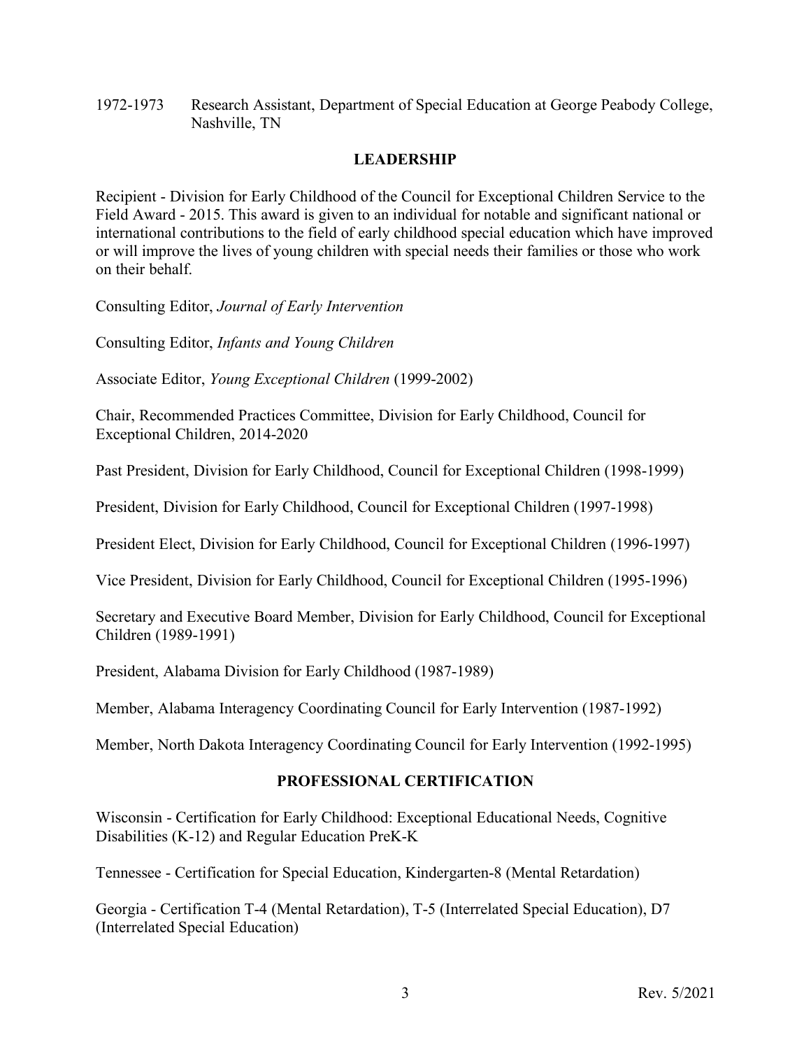1972-1973 Research Assistant, Department of Special Education at George Peabody College, Nashville, TN

## LEADERSHIP

Recipient - Division for Early Childhood of the Council for Exceptional Children Service to the Field Award - 2015. This award is given to an individual for notable and significant national or international contributions to the field of early childhood special education which have improved or will improve the lives of young children with special needs their families or those who work on their behalf.

Consulting Editor, *Journal of Early Intervention*

Consulting Editor, *Infants and Young Children*

Associate Editor, *Young Exceptional Children* (1999-2002)

Chair, Recommended Practices Committee, Division for Early Childhood, Council for Exceptional Children, 2014-2020

Past President, Division for Early Childhood, Council for Exceptional Children (1998-1999)

President, Division for Early Childhood, Council for Exceptional Children (1997-1998)

President Elect, Division for Early Childhood, Council for Exceptional Children (1996-1997)

Vice President, Division for Early Childhood, Council for Exceptional Children (1995-1996)

Secretary and Executive Board Member, Division for Early Childhood, Council for Exceptional Children (1989-1991)

President, Alabama Division for Early Childhood (1987-1989)

Member, Alabama Interagency Coordinating Council for Early Intervention (1987-1992)

Member, North Dakota Interagency Coordinating Council for Early Intervention (1992-1995)

## PROFESSIONAL CERTIFICATION

Wisconsin - Certification for Early Childhood: Exceptional Educational Needs, Cognitive Disabilities (K-12) and Regular Education PreK-K

Tennessee - Certification for Special Education, Kindergarten-8 (Mental Retardation)

Georgia - Certification T-4 (Mental Retardation), T-5 (Interrelated Special Education), D7 (Interrelated Special Education)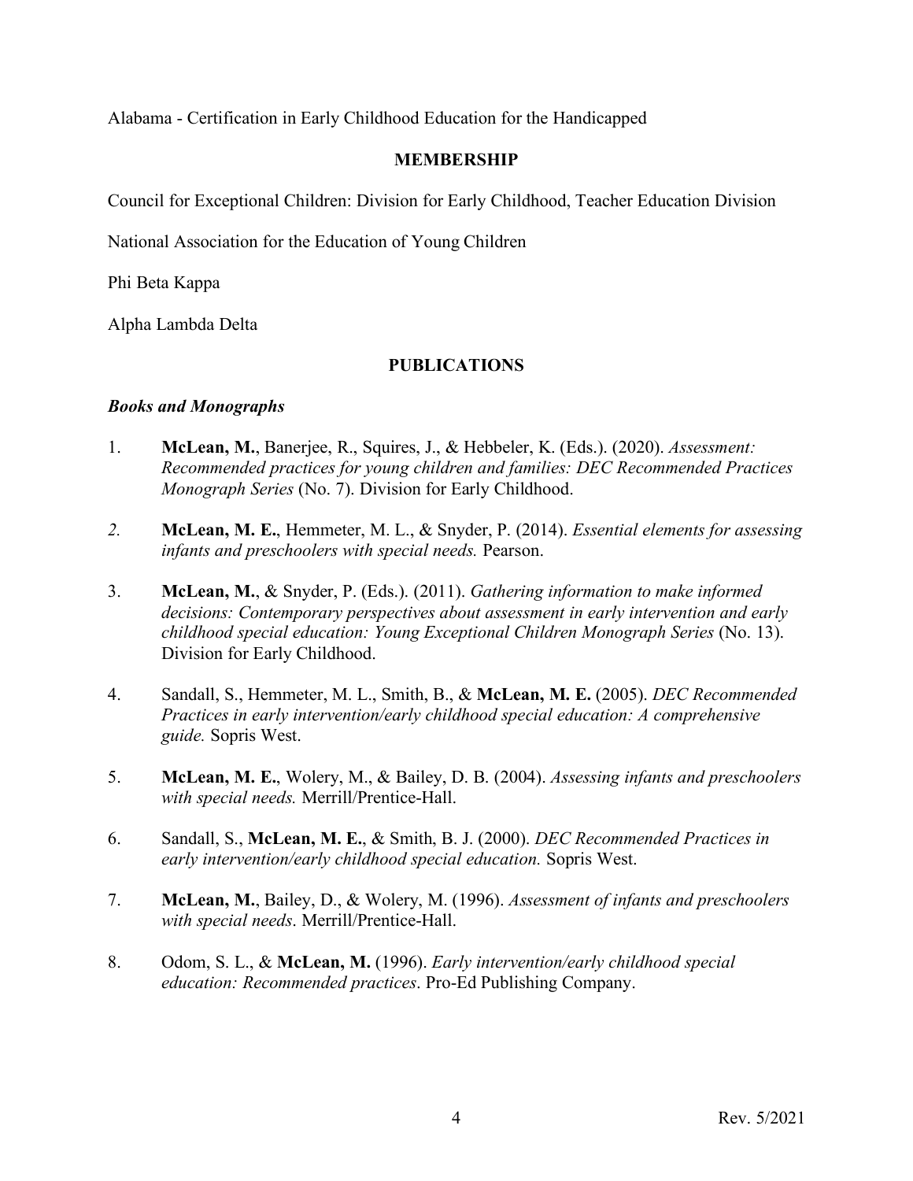Alabama - Certification in Early Childhood Education for the Handicapped

## MEMBERSHIP

Council for Exceptional Children: Division for Early Childhood, Teacher Education Division

National Association for the Education of Young Children

Phi Beta Kappa

Alpha Lambda Delta

## PUBLICATIONS

### *Books and Monographs*

1. **McLean, M.**, Banerjee, R., Squires, J., & Hebbeler, K. (Eds.). (2020). *Assessment: Recommended practices for young children and families: DEC Recommended Practices Monograph Series* (No. 7). Division for Early Childhood.

2. **McLean, M. E.**, Hemmeter, M. L., & Snyder, P. (2014). *Essential elements for assessing infants and preschoolers with special needs.* Pearson.

3. **McLean, M.**, & Snyder, P. (Eds.). (2011). *Gathering information to make informed decisions: Contemporary perspectives about assessment in early intervention and early childhood special education: Young Exceptional Children Monograph Series* (No. 13). Division for Early Childhood.

4. Sandall, S., Hemmeter, M. L., Smith, B., & **McLean, M. E.** (2005). *DEC Recommended Practices in early intervention/early childhood special education: A comprehensive guide.* Sopris West.

5. **McLean, M. E.**, Wolery, M., & Bailey, D. B. (2004). *Assessing infants and preschoolers with special needs.* Merrill/Prentice-Hall.

6. Sandall, S., **McLean, M. E.**, & Smith, B. J. (2000). *DEC Recommended Practices in early intervention/early childhood special education.* Sopris West.

7. **McLean, M.**, Bailey, D., & Wolery, M. (1996). *Assessment of infants and preschoolers with special needs*. Merrill/Prentice-Hall.

8. Odom, S. L., & **McLean, M.** (1996). *Early intervention/early childhood special education: Recommended practices*. Pro-Ed Publishing Company.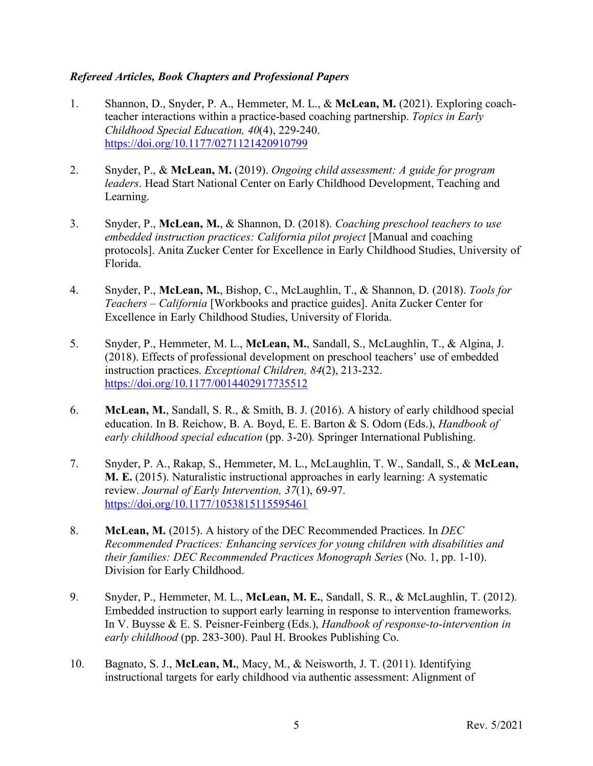***Refereed Articles, Book Chapters and Professional Papers***

1. Shannon, D., Snyder, P. A., Hemmeter, M. L., & **McLean, M.** (2021). Exploring coach-teacher interactions within a practice-based coaching partnership. *Topics in Early Childhood Special Education, 40*(4), 229-240. https://doi.org/10.1177/0271121420910799

2. Snyder, P., & **McLean, M.** (2019). *Ongoing child assessment: A guide for program leaders*. Head Start National Center on Early Childhood Development, Teaching and Learning.

3. Snyder, P., **McLean, M.**, & Shannon, D. (2018). *Coaching preschool teachers to use embedded instruction practices: California pilot project* [Manual and coaching protocols]. Anita Zucker Center for Excellence in Early Childhood Studies, University of Florida.

4. Snyder, P., **McLean, M.**, Bishop, C., McLaughlin, T., & Shannon, D. (2018). *Tools for Teachers – California* [Workbooks and practice guides]. Anita Zucker Center for Excellence in Early Childhood Studies, University of Florida.

5. Snyder, P., Hemmeter, M. L., **McLean, M.**, Sandall, S., McLaughlin, T., & Algina, J. (2018). Effects of professional development on preschool teachers' use of embedded instruction practices. *Exceptional Children, 84*(2), 213-232. https://doi.org/10.1177/0014402917735512

6. **McLean, M.**, Sandall, S. R., & Smith, B. J. (2016). A history of early childhood special education. In B. Reichow, B. A. Boyd, E. E. Barton & S. Odom (Eds.), *Handbook of early childhood special education* (pp. 3-20)*.* Springer International Publishing.

7. Snyder, P. A., Rakap, S., Hemmeter, M. L., McLaughlin, T. W., Sandall, S., & **McLean, M. E.** (2015). Naturalistic instructional approaches in early learning: A systematic review. *Journal of Early Intervention, 37*(1), 69-97. https://doi.org/10.1177/1053815115595461

8. **McLean, M.** (2015). A history of the DEC Recommended Practices. In *DEC Recommended Practices: Enhancing services for young children with disabilities and their families: DEC Recommended Practices Monograph Series* (No. 1, pp. 1-10). Division for Early Childhood.

9. Snyder, P., Hemmeter, M. L., **McLean, M. E.**, Sandall, S. R., & McLaughlin, T. (2012). Embedded instruction to support early learning in response to intervention frameworks. In V. Buysse & E. S. Peisner-Feinberg (Eds.), *Handbook of response-to-intervention in early childhood* (pp. 283-300). Paul H. Brookes Publishing Co.

10. Bagnato, S. J., **McLean, M.**, Macy, M., & Neisworth, J. T. (2011). Identifying instructional targets for early childhood via authentic assessment: Alignment of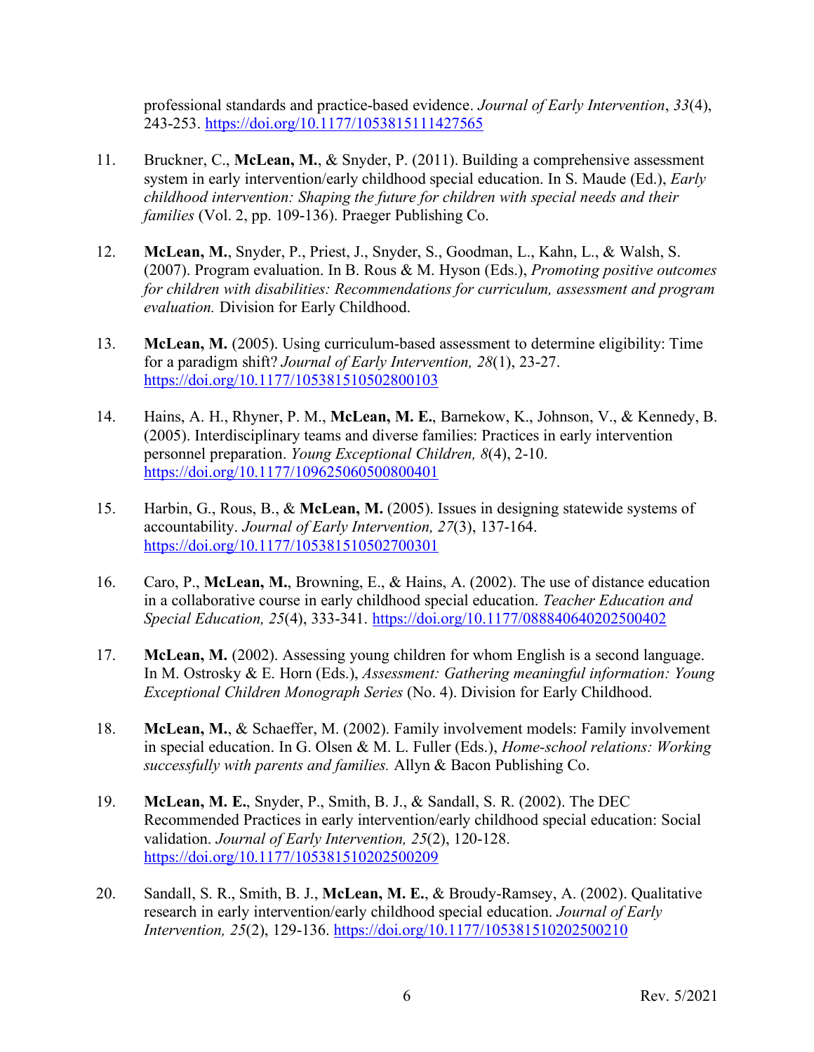professional standards and practice-based evidence. *Journal of Early Intervention*, *33*(4), 243-253. https://doi.org/10.1177/1053815111427565

11. Bruckner, C., **McLean, M.**, & Snyder, P. (2011). Building a comprehensive assessment system in early intervention/early childhood special education. In S. Maude (Ed.), *Early childhood intervention: Shaping the future for children with special needs and their families* (Vol. 2, pp. 109-136). Praeger Publishing Co.

12. **McLean, M.**, Snyder, P., Priest, J., Snyder, S., Goodman, L., Kahn, L., & Walsh, S. (2007). Program evaluation. In B. Rous & M. Hyson (Eds.), *Promoting positive outcomes for children with disabilities: Recommendations for curriculum, assessment and program evaluation.* Division for Early Childhood.

13. **McLean, M.** (2005). Using curriculum-based assessment to determine eligibility: Time for a paradigm shift? *Journal of Early Intervention, 28*(1), 23-27. https://doi.org/10.1177/105381510502800103

14. Hains, A. H., Rhyner, P. M., **McLean, M. E.**, Barnekow, K., Johnson, V., & Kennedy, B. (2005). Interdisciplinary teams and diverse families: Practices in early intervention personnel preparation. *Young Exceptional Children, 8*(4), 2-10. https://doi.org/10.1177/109625060500800401

15. Harbin, G., Rous, B., & **McLean, M.** (2005). Issues in designing statewide systems of accountability. *Journal of Early Intervention, 27*(3), 137-164. https://doi.org/10.1177/105381510502700301

16. Caro, P., **McLean, M.**, Browning, E., & Hains, A. (2002). The use of distance education in a collaborative course in early childhood special education. *Teacher Education and Special Education, 25*(4), 333-341. https://doi.org/10.1177/088840640202500402

17. **McLean, M.** (2002). Assessing young children for whom English is a second language. In M. Ostrosky & E. Horn (Eds.), *Assessment: Gathering meaningful information: Young Exceptional Children Monograph Series* (No. 4). Division for Early Childhood.

18. **McLean, M.**, & Schaeffer, M. (2002). Family involvement models: Family involvement in special education. In G. Olsen & M. L. Fuller (Eds.), *Home-school relations: Working successfully with parents and families.* Allyn & Bacon Publishing Co.

19. **McLean, M. E.**, Snyder, P., Smith, B. J., & Sandall, S. R. (2002). The DEC Recommended Practices in early intervention/early childhood special education: Social validation. *Journal of Early Intervention, 25*(2), 120-128. https://doi.org/10.1177/105381510202500209

20. Sandall, S. R., Smith, B. J., **McLean, M. E.**, & Broudy-Ramsey, A. (2002). Qualitative research in early intervention/early childhood special education. *Journal of Early Intervention, 25*(2), 129-136. https://doi.org/10.1177/105381510202500210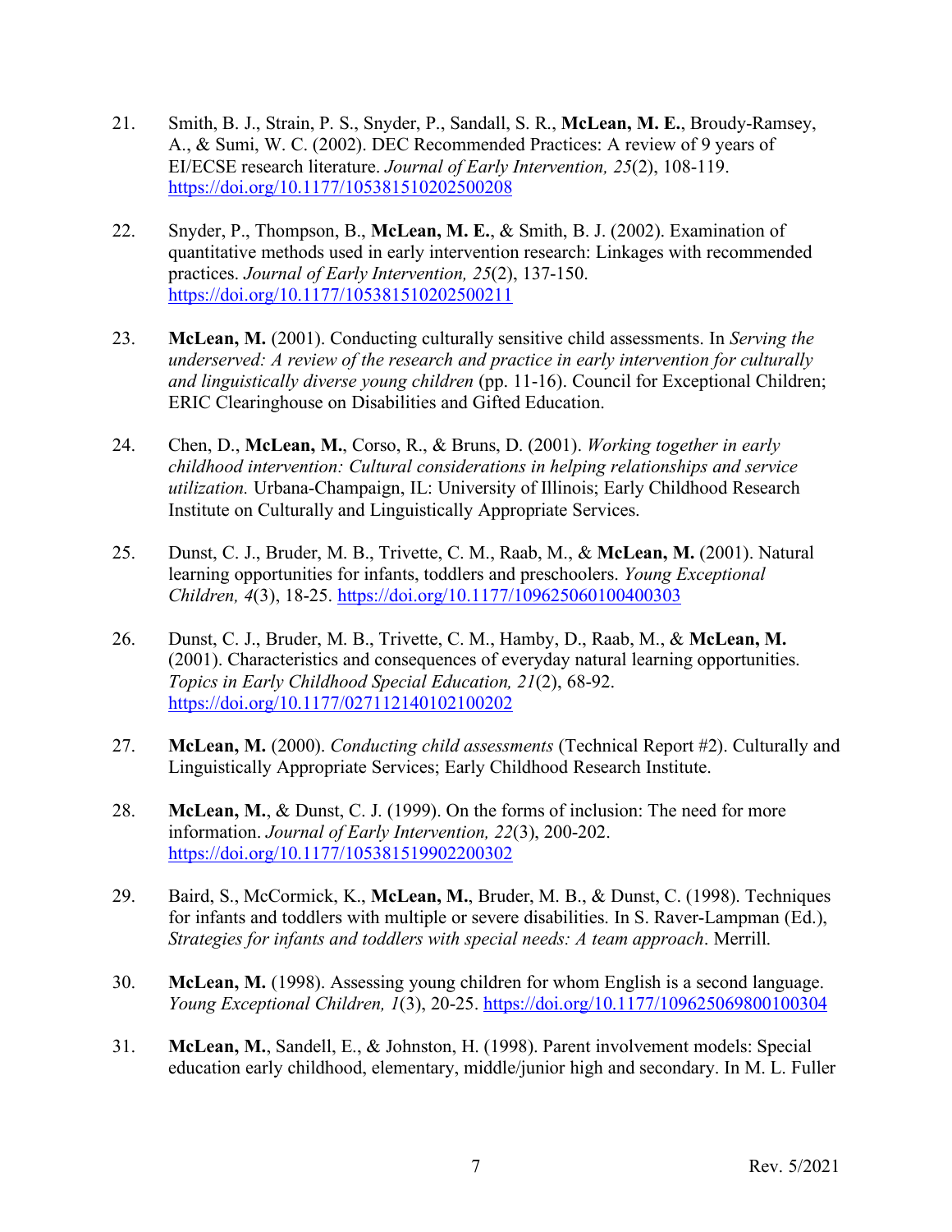21. Smith, B. J., Strain, P. S., Snyder, P., Sandall, S. R., **McLean, M. E.**, Broudy-Ramsey, A., & Sumi, W. C. (2002). DEC Recommended Practices: A review of 9 years of EI/ECSE research literature. *Journal of Early Intervention, 25*(2), 108-119. https://doi.org/10.1177/105381510202500208

22. Snyder, P., Thompson, B., **McLean, M. E.**, & Smith, B. J. (2002). Examination of quantitative methods used in early intervention research: Linkages with recommended practices. *Journal of Early Intervention, 25*(2), 137-150. https://doi.org/10.1177/105381510202500211

23. **McLean, M.** (2001). Conducting culturally sensitive child assessments. In *Serving the underserved: A review of the research and practice in early intervention for culturally and linguistically diverse young children* (pp. 11-16). Council for Exceptional Children; ERIC Clearinghouse on Disabilities and Gifted Education.

24. Chen, D., **McLean, M.**, Corso, R., & Bruns, D. (2001). *Working together in early childhood intervention: Cultural considerations in helping relationships and service utilization.* Urbana-Champaign, IL: University of Illinois; Early Childhood Research Institute on Culturally and Linguistically Appropriate Services.

25. Dunst, C. J., Bruder, M. B., Trivette, C. M., Raab, M., & **McLean, M.** (2001). Natural learning opportunities for infants, toddlers and preschoolers. *Young Exceptional Children, 4*(3), 18-25. https://doi.org/10.1177/109625060100400303

26. Dunst, C. J., Bruder, M. B., Trivette, C. M., Hamby, D., Raab, M., & **McLean, M.** (2001). Characteristics and consequences of everyday natural learning opportunities. *Topics in Early Childhood Special Education, 21*(2), 68-92. https://doi.org/10.1177/027112140102100202

27. **McLean, M.** (2000). *Conducting child assessments* (Technical Report #2). Culturally and Linguistically Appropriate Services; Early Childhood Research Institute.

28. **McLean, M.**, & Dunst, C. J. (1999). On the forms of inclusion: The need for more information. *Journal of Early Intervention, 22*(3), 200-202. https://doi.org/10.1177/105381519902200302

29. Baird, S., McCormick, K., **McLean, M.**, Bruder, M. B., & Dunst, C. (1998). Techniques for infants and toddlers with multiple or severe disabilities. In S. Raver-Lampman (Ed.), *Strategies for infants and toddlers with special needs: A team approach*. Merrill.

30. **McLean, M.** (1998). Assessing young children for whom English is a second language. *Young Exceptional Children, 1*(3), 20-25. https://doi.org/10.1177/109625069800100304

31. **McLean, M.**, Sandell, E., & Johnston, H. (1998). Parent involvement models: Special education early childhood, elementary, middle/junior high and secondary. In M. L. Fuller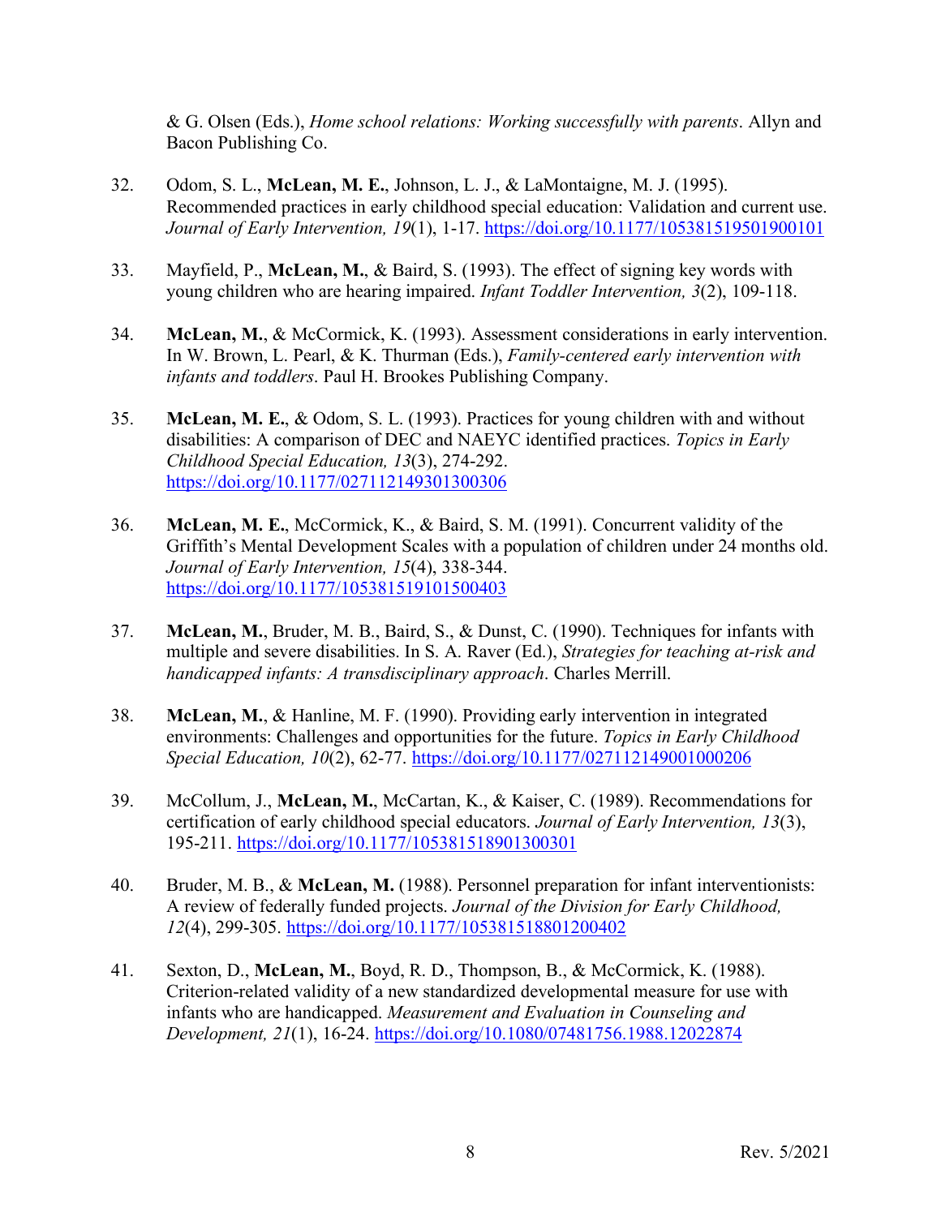& G. Olsen (Eds.), *Home school relations: Working successfully with parents*. Allyn and Bacon Publishing Co.

32. Odom, S. L., **McLean, M. E.**, Johnson, L. J., & LaMontaigne, M. J. (1995). Recommended practices in early childhood special education: Validation and current use. *Journal of Early Intervention, 19*(1), 1-17. https://doi.org/10.1177/105381519501900101

33. Mayfield, P., **McLean, M.**, & Baird, S. (1993). The effect of signing key words with young children who are hearing impaired. *Infant Toddler Intervention, 3*(2), 109-118.

34. **McLean, M.**, & McCormick, K. (1993). Assessment considerations in early intervention. In W. Brown, L. Pearl, & K. Thurman (Eds.), *Family-centered early intervention with infants and toddlers*. Paul H. Brookes Publishing Company.

35. **McLean, M. E.**, & Odom, S. L. (1993). Practices for young children with and without disabilities: A comparison of DEC and NAEYC identified practices. *Topics in Early Childhood Special Education, 13*(3), 274-292. https://doi.org/10.1177/027112149301300306

36. **McLean, M. E.**, McCormick, K., & Baird, S. M. (1991). Concurrent validity of the Griffith's Mental Development Scales with a population of children under 24 months old. *Journal of Early Intervention, 15*(4), 338-344. https://doi.org/10.1177/105381519101500403

37. **McLean, M.**, Bruder, M. B., Baird, S., & Dunst, C. (1990). Techniques for infants with multiple and severe disabilities. In S. A. Raver (Ed.), *Strategies for teaching at-risk and handicapped infants: A transdisciplinary approach*. Charles Merrill.

38. **McLean, M.**, & Hanline, M. F. (1990). Providing early intervention in integrated environments: Challenges and opportunities for the future. *Topics in Early Childhood Special Education, 10*(2), 62-77. https://doi.org/10.1177/027112149001000206

39. McCollum, J., **McLean, M.**, McCartan, K., & Kaiser, C. (1989). Recommendations for certification of early childhood special educators. *Journal of Early Intervention, 13*(3), 195-211. https://doi.org/10.1177/105381518901300301

40. Bruder, M. B., & **McLean, M.** (1988). Personnel preparation for infant interventionists: A review of federally funded projects. *Journal of the Division for Early Childhood, 12*(4), 299-305. https://doi.org/10.1177/105381518801200402

41. Sexton, D., **McLean, M.**, Boyd, R. D., Thompson, B., & McCormick, K. (1988). Criterion-related validity of a new standardized developmental measure for use with infants who are handicapped. *Measurement and Evaluation in Counseling and Development, 21*(1), 16-24. https://doi.org/10.1080/07481756.1988.12022874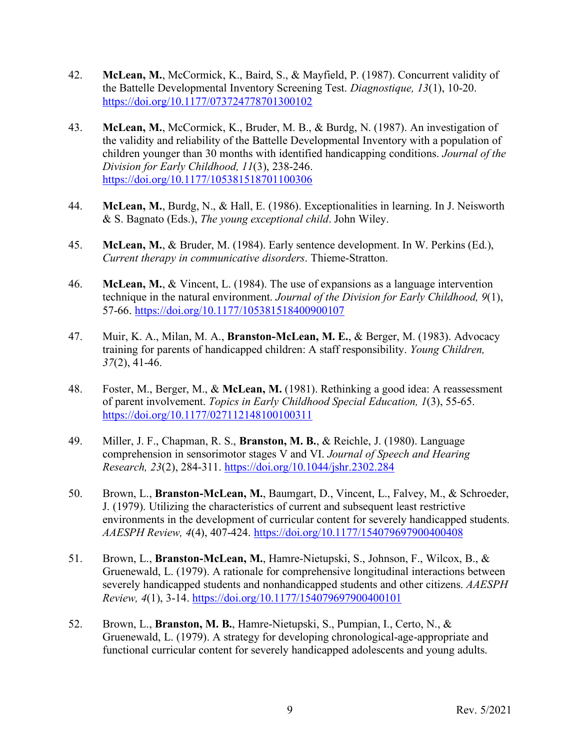42. **McLean, M.**, McCormick, K., Baird, S., & Mayfield, P. (1987). Concurrent validity of the Battelle Developmental Inventory Screening Test. *Diagnostique, 13*(1), 10-20. https://doi.org/10.1177/073724778701300102

43. **McLean, M.**, McCormick, K., Bruder, M. B., & Burdg, N. (1987). An investigation of the validity and reliability of the Battelle Developmental Inventory with a population of children younger than 30 months with identified handicapping conditions. *Journal of the Division for Early Childhood, 11*(3), 238-246. https://doi.org/10.1177/105381518701100306

44. **McLean, M.**, Burdg, N., & Hall, E. (1986). Exceptionalities in learning. In J. Neisworth & S. Bagnato (Eds.), *The young exceptional child*. John Wiley.

45. **McLean, M.**, & Bruder, M. (1984). Early sentence development. In W. Perkins (Ed.), *Current therapy in communicative disorders*. Thieme-Stratton.

46. **McLean, M.**, & Vincent, L. (1984). The use of expansions as a language intervention technique in the natural environment. *Journal of the Division for Early Childhood, 9*(1), 57-66. https://doi.org/10.1177/105381518400900107

47. Muir, K. A., Milan, M. A., **Branston-McLean, M. E.**, & Berger, M. (1983). Advocacy training for parents of handicapped children: A staff responsibility. *Young Children, 37*(2), 41-46.

48. Foster, M., Berger, M., & **McLean, M.** (1981). Rethinking a good idea: A reassessment of parent involvement. *Topics in Early Childhood Special Education, 1*(3), 55-65. https://doi.org/10.1177/027112148100100311

49. Miller, J. F., Chapman, R. S., **Branston, M. B.**, & Reichle, J. (1980). Language comprehension in sensorimotor stages V and VI. *Journal of Speech and Hearing Research, 23*(2), 284-311. https://doi.org/10.1044/jshr.2302.284

50. Brown, L., **Branston-McLean, M.**, Baumgart, D., Vincent, L., Falvey, M., & Schroeder, J. (1979). Utilizing the characteristics of current and subsequent least restrictive environments in the development of curricular content for severely handicapped students. *AAESPH Review, 4*(4), 407-424. https://doi.org/10.1177/154079697900400408

51. Brown, L., **Branston-McLean, M.**, Hamre-Nietupski, S., Johnson, F., Wilcox, B., & Gruenewald, L. (1979). A rationale for comprehensive longitudinal interactions between severely handicapped students and nonhandicapped students and other citizens. *AAESPH Review, 4*(1), 3-14. https://doi.org/10.1177/154079697900400101

52. Brown, L., **Branston, M. B.**, Hamre-Nietupski, S., Pumpian, I., Certo, N., & Gruenewald, L. (1979). A strategy for developing chronological-age-appropriate and functional curricular content for severely handicapped adolescents and young adults.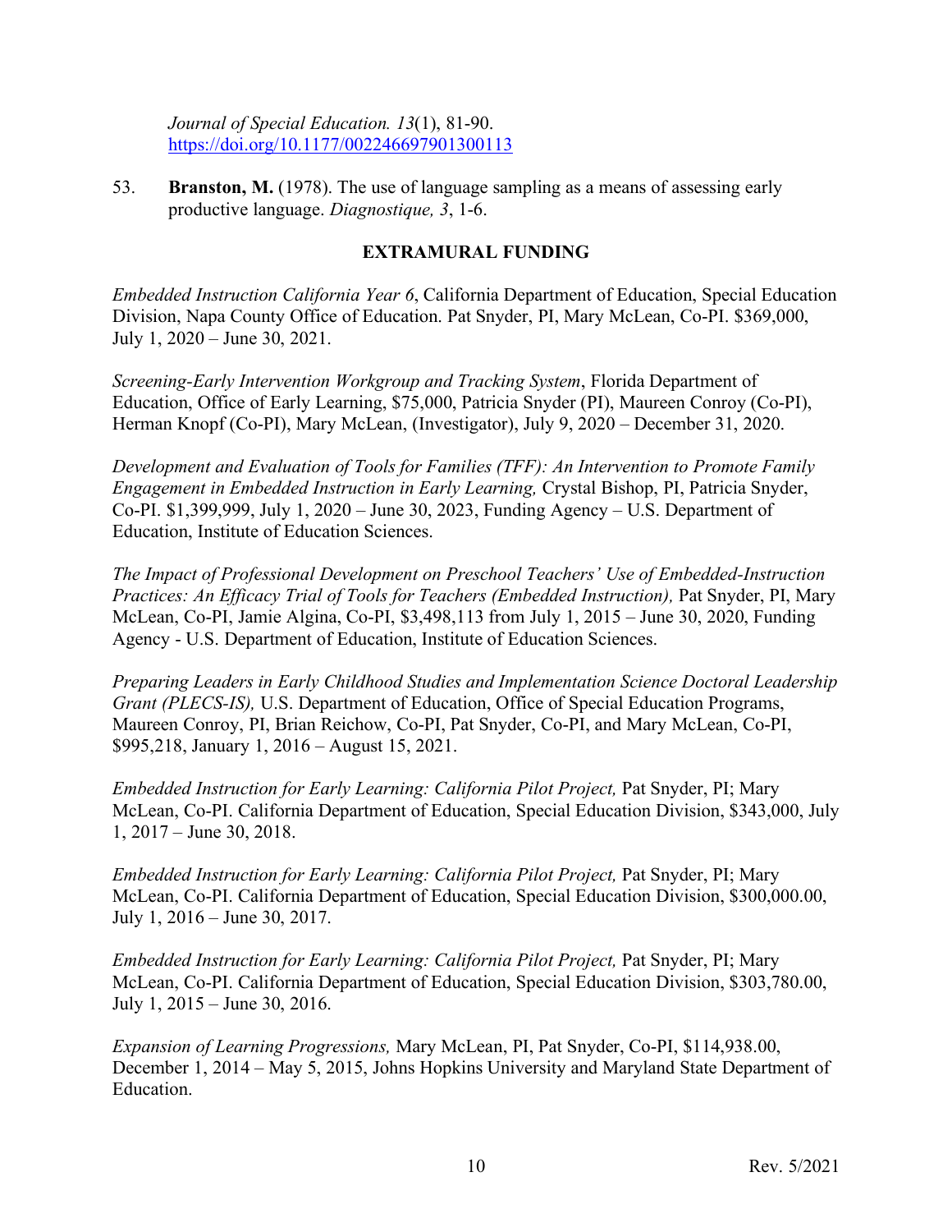*Journal of Special Education. 13*(1), 81-90. https://doi.org/10.1177/002246697901300113

53. **Branston, M.** (1978). The use of language sampling as a means of assessing early productive language. *Diagnostique, 3*, 1-6.

## EXTRAMURAL FUNDING

*Embedded Instruction California Year 6*, California Department of Education, Special Education Division, Napa County Office of Education. Pat Snyder, PI, Mary McLean, Co-PI. $369,000, July 1, 2020 – June 30, 2021.

*Screening-Early Intervention Workgroup and Tracking System*, Florida Department of Education, Office of Early Learning, $75,000, Patricia Snyder (PI), Maureen Conroy (Co-PI), Herman Knopf (Co-PI), Mary McLean, (Investigator), July 9, 2020 – December 31, 2020.

*Development and Evaluation of Tools for Families (TFF): An Intervention to Promote Family Engagement in Embedded Instruction in Early Learning,* Crystal Bishop, PI, Patricia Snyder, Co-PI. $1,399,999, July 1, 2020 – June 30, 2023, Funding Agency – U.S. Department of Education, Institute of Education Sciences.

*The Impact of Professional Development on Preschool Teachers' Use of Embedded-Instruction Practices: An Efficacy Trial of Tools for Teachers (Embedded Instruction),* Pat Snyder, PI, Mary McLean, Co-PI, Jamie Algina, Co-PI, $3,498,113 from July 1, 2015 – June 30, 2020, Funding Agency - U.S. Department of Education, Institute of Education Sciences.

*Preparing Leaders in Early Childhood Studies and Implementation Science Doctoral Leadership Grant (PLECS-IS),* U.S. Department of Education, Office of Special Education Programs, Maureen Conroy, PI, Brian Reichow, Co-PI, Pat Snyder, Co-PI, and Mary McLean, Co-PI, $995,218, January 1, 2016 – August 15, 2021.

*Embedded Instruction for Early Learning: California Pilot Project,* Pat Snyder, PI; Mary McLean, Co-PI. California Department of Education, Special Education Division, $343,000, July 1, 2017 – June 30, 2018.

*Embedded Instruction for Early Learning: California Pilot Project,* Pat Snyder, PI; Mary McLean, Co-PI. California Department of Education, Special Education Division, $300,000.00, July 1, 2016 – June 30, 2017.

*Embedded Instruction for Early Learning: California Pilot Project,* Pat Snyder, PI; Mary McLean, Co-PI. California Department of Education, Special Education Division, $303,780.00, July 1, 2015 – June 30, 2016.

*Expansion of Learning Progressions,* Mary McLean, PI, Pat Snyder, Co-PI, $114,938.00, December 1, 2014 – May 5, 2015, Johns Hopkins University and Maryland State Department of Education.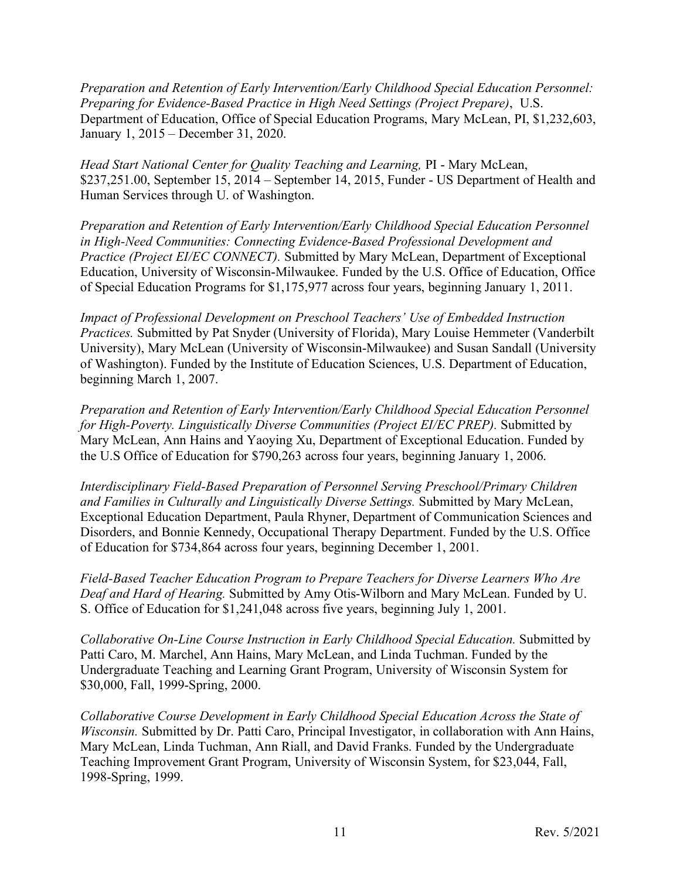*Preparation and Retention of Early Intervention/Early Childhood Special Education Personnel: Preparing for Evidence-Based Practice in High Need Settings (Project Prepare)*, U.S. Department of Education, Office of Special Education Programs, Mary McLean, PI, $1,232,603, January 1, 2015 – December 31, 2020.

*Head Start National Center for Quality Teaching and Learning,* PI - Mary McLean, $237,251.00, September 15, 2014 – September 14, 2015, Funder - US Department of Health and Human Services through U. of Washington.

*Preparation and Retention of Early Intervention/Early Childhood Special Education Personnel in High-Need Communities: Connecting Evidence-Based Professional Development and Practice (Project EI/EC CONNECT).* Submitted by Mary McLean, Department of Exceptional Education, University of Wisconsin-Milwaukee. Funded by the U.S. Office of Education, Office of Special Education Programs for $1,175,977 across four years, beginning January 1, 2011.

*Impact of Professional Development on Preschool Teachers' Use of Embedded Instruction Practices.* Submitted by Pat Snyder (University of Florida), Mary Louise Hemmeter (Vanderbilt University), Mary McLean (University of Wisconsin-Milwaukee) and Susan Sandall (University of Washington). Funded by the Institute of Education Sciences, U.S. Department of Education, beginning March 1, 2007.

*Preparation and Retention of Early Intervention/Early Childhood Special Education Personnel for High-Poverty. Linguistically Diverse Communities (Project EI/EC PREP).* Submitted by Mary McLean, Ann Hains and Yaoying Xu, Department of Exceptional Education. Funded by the U.S Office of Education for $790,263 across four years, beginning January 1, 2006.

*Interdisciplinary Field-Based Preparation of Personnel Serving Preschool/Primary Children and Families in Culturally and Linguistically Diverse Settings.* Submitted by Mary McLean, Exceptional Education Department, Paula Rhyner, Department of Communication Sciences and Disorders, and Bonnie Kennedy, Occupational Therapy Department. Funded by the U.S. Office of Education for $734,864 across four years, beginning December 1, 2001.

*Field-Based Teacher Education Program to Prepare Teachers for Diverse Learners Who Are Deaf and Hard of Hearing.* Submitted by Amy Otis-Wilborn and Mary McLean. Funded by U. S. Office of Education for $1,241,048 across five years, beginning July 1, 2001.

*Collaborative On-Line Course Instruction in Early Childhood Special Education.* Submitted by Patti Caro, M. Marchel, Ann Hains, Mary McLean, and Linda Tuchman. Funded by the Undergraduate Teaching and Learning Grant Program, University of Wisconsin System for $30,000, Fall, 1999-Spring, 2000.

*Collaborative Course Development in Early Childhood Special Education Across the State of Wisconsin.* Submitted by Dr. Patti Caro, Principal Investigator, in collaboration with Ann Hains, Mary McLean, Linda Tuchman, Ann Riall, and David Franks. Funded by the Undergraduate Teaching Improvement Grant Program, University of Wisconsin System, for $23,044, Fall, 1998-Spring, 1999.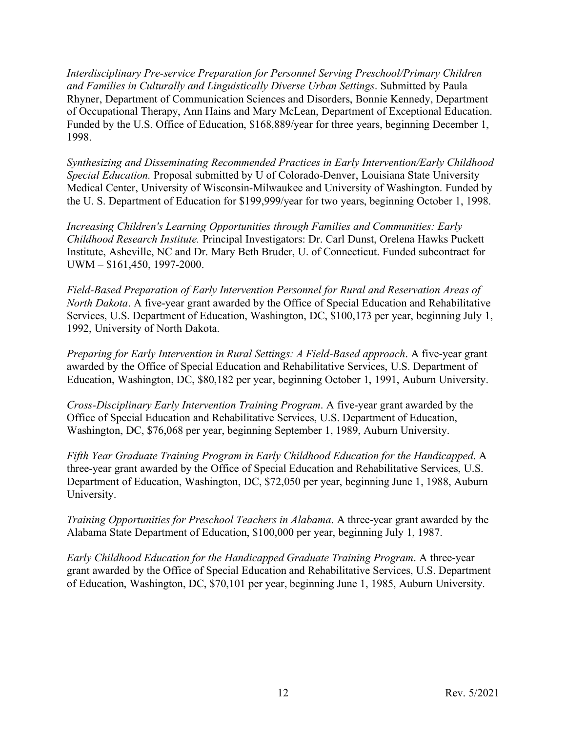*Interdisciplinary Pre-service Preparation for Personnel Serving Preschool/Primary Children and Families in Culturally and Linguistically Diverse Urban Settings*. Submitted by Paula Rhyner, Department of Communication Sciences and Disorders, Bonnie Kennedy, Department of Occupational Therapy, Ann Hains and Mary McLean, Department of Exceptional Education. Funded by the U.S. Office of Education, $168,889/year for three years, beginning December 1, 1998.

*Synthesizing and Disseminating Recommended Practices in Early Intervention/Early Childhood Special Education.* Proposal submitted by U of Colorado-Denver, Louisiana State University Medical Center, University of Wisconsin-Milwaukee and University of Washington. Funded by the U. S. Department of Education for $199,999/year for two years, beginning October 1, 1998.

*Increasing Children's Learning Opportunities through Families and Communities: Early Childhood Research Institute.* Principal Investigators: Dr. Carl Dunst, Orelena Hawks Puckett Institute, Asheville, NC and Dr. Mary Beth Bruder, U. of Connecticut. Funded subcontract for UWM – $161,450, 1997-2000.

*Field-Based Preparation of Early Intervention Personnel for Rural and Reservation Areas of North Dakota*. A five-year grant awarded by the Office of Special Education and Rehabilitative Services, U.S. Department of Education, Washington, DC, $100,173 per year, beginning July 1, 1992, University of North Dakota.

*Preparing for Early Intervention in Rural Settings: A Field-Based approach*. A five-year grant awarded by the Office of Special Education and Rehabilitative Services, U.S. Department of Education, Washington, DC, $80,182 per year, beginning October 1, 1991, Auburn University.

*Cross-Disciplinary Early Intervention Training Program*. A five-year grant awarded by the Office of Special Education and Rehabilitative Services, U.S. Department of Education, Washington, DC, $76,068 per year, beginning September 1, 1989, Auburn University.

*Fifth Year Graduate Training Program in Early Childhood Education for the Handicapped*. A three-year grant awarded by the Office of Special Education and Rehabilitative Services, U.S. Department of Education, Washington, DC, $72,050 per year, beginning June 1, 1988, Auburn University.

*Training Opportunities for Preschool Teachers in Alabama*. A three-year grant awarded by the Alabama State Department of Education, $100,000 per year, beginning July 1, 1987.

*Early Childhood Education for the Handicapped Graduate Training Program*. A three-year grant awarded by the Office of Special Education and Rehabilitative Services, U.S. Department of Education, Washington, DC, $70,101 per year, beginning June 1, 1985, Auburn University.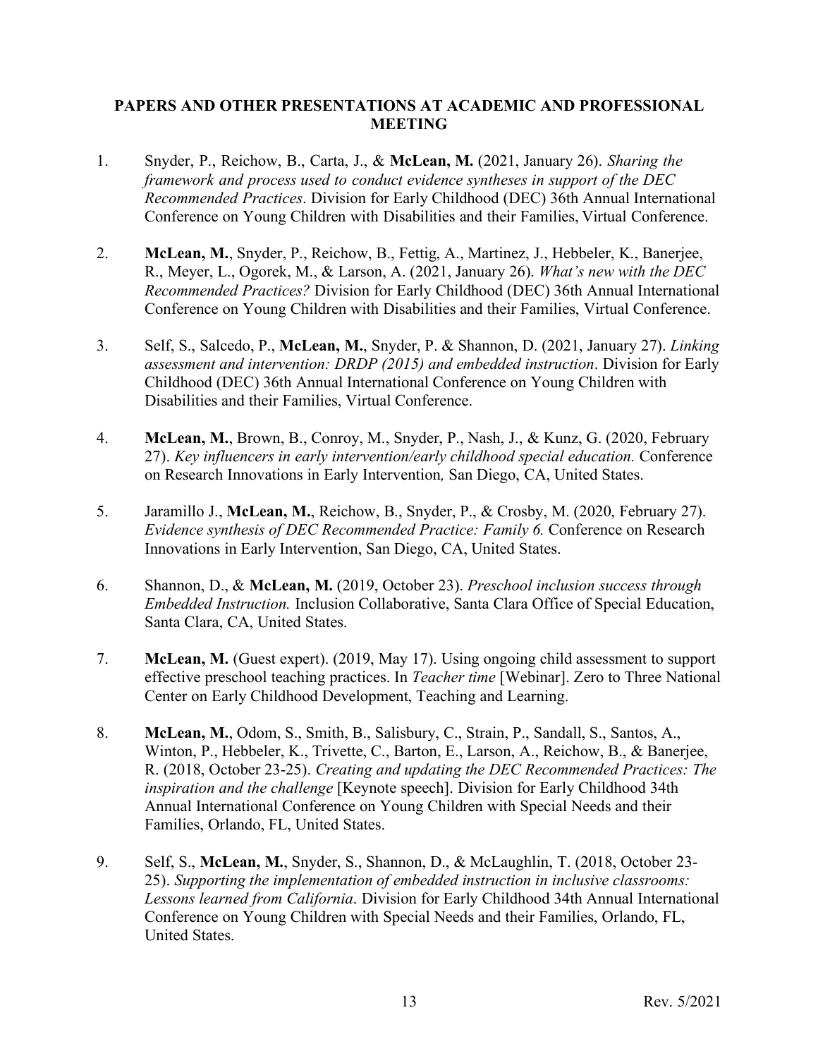### PAPERS AND OTHER PRESENTATIONS AT ACADEMIC AND PROFESSIONAL MEETING

1. Snyder, P., Reichow, B., Carta, J., & **McLean, M.** (2021, January 26). *Sharing the framework and process used to conduct evidence syntheses in support of the DEC Recommended Practices*. Division for Early Childhood (DEC) 36th Annual International Conference on Young Children with Disabilities and their Families, Virtual Conference.

2. **McLean, M.**, Snyder, P., Reichow, B., Fettig, A., Martinez, J., Hebbeler, K., Banerjee, R., Meyer, L., Ogorek, M., & Larson, A. (2021, January 26). *What's new with the DEC Recommended Practices?* Division for Early Childhood (DEC) 36th Annual International Conference on Young Children with Disabilities and their Families, Virtual Conference.

3. Self, S., Salcedo, P., **McLean, M.**, Snyder, P. & Shannon, D. (2021, January 27). *Linking assessment and intervention: DRDP (2015) and embedded instruction*. Division for Early Childhood (DEC) 36th Annual International Conference on Young Children with Disabilities and their Families, Virtual Conference.

4. **McLean, M.**, Brown, B., Conroy, M., Snyder, P., Nash, J., & Kunz, G. (2020, February 27). *Key influencers in early intervention/early childhood special education.* Conference on Research Innovations in Early Intervention*,* San Diego, CA, United States.

5. Jaramillo J., **McLean, M.**, Reichow, B., Snyder, P., & Crosby, M. (2020, February 27). *Evidence synthesis of DEC Recommended Practice: Family 6.* Conference on Research Innovations in Early Intervention, San Diego, CA, United States.

6. Shannon, D., & **McLean, M.** (2019, October 23). *Preschool inclusion success through Embedded Instruction.* Inclusion Collaborative, Santa Clara Office of Special Education, Santa Clara, CA, United States.

7. **McLean, M.** (Guest expert). (2019, May 17). Using ongoing child assessment to support effective preschool teaching practices. In *Teacher time* [Webinar]. Zero to Three National Center on Early Childhood Development, Teaching and Learning.

8. **McLean, M.**, Odom, S., Smith, B., Salisbury, C., Strain, P., Sandall, S., Santos, A., Winton, P., Hebbeler, K., Trivette, C., Barton, E., Larson, A., Reichow, B., & Banerjee, R. (2018, October 23-25). *Creating and updating the DEC Recommended Practices: The inspiration and the challenge* [Keynote speech]. Division for Early Childhood 34th Annual International Conference on Young Children with Special Needs and their Families, Orlando, FL, United States.

9. Self, S., **McLean, M.**, Snyder, S., Shannon, D., & McLaughlin, T. (2018, October 23-25). *Supporting the implementation of embedded instruction in inclusive classrooms: Lessons learned from California*. Division for Early Childhood 34th Annual International Conference on Young Children with Special Needs and their Families, Orlando, FL, United States.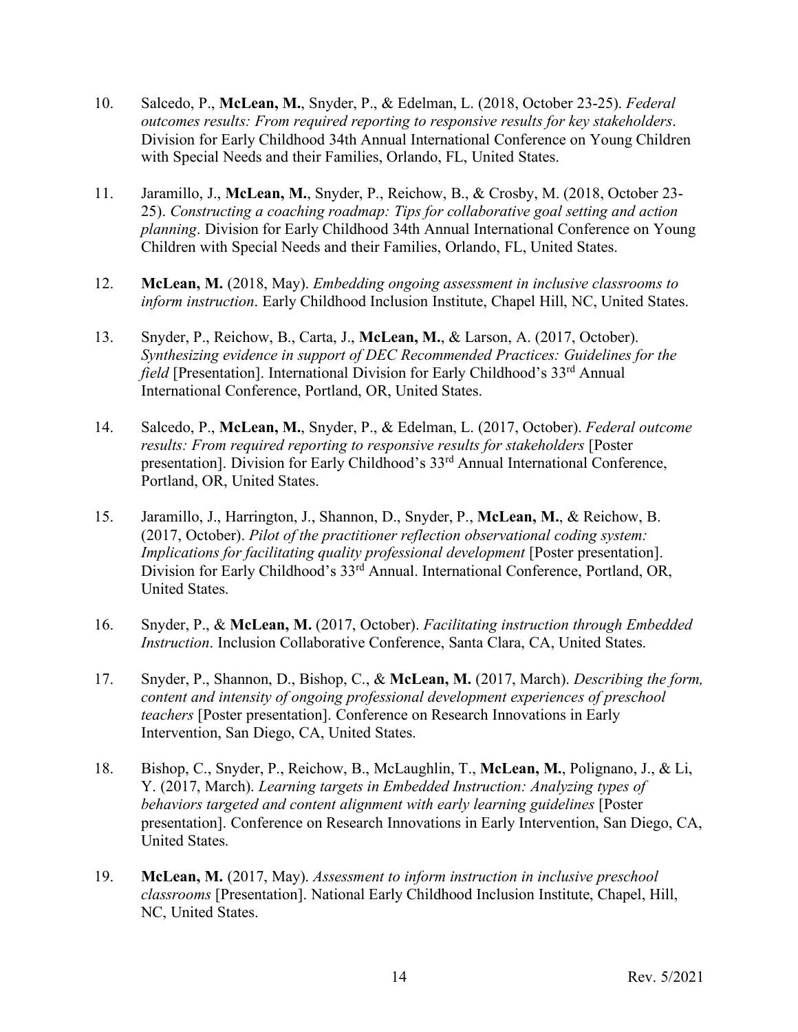10. Salcedo, P., **McLean, M.**, Snyder, P., & Edelman, L. (2018, October 23-25). *Federal outcomes results: From required reporting to responsive results for key stakeholders*. Division for Early Childhood 34th Annual International Conference on Young Children with Special Needs and their Families, Orlando, FL, United States.

11. Jaramillo, J., **McLean, M.**, Snyder, P., Reichow, B., & Crosby, M. (2018, October 23-25). *Constructing a coaching roadmap: Tips for collaborative goal setting and action planning*. Division for Early Childhood 34th Annual International Conference on Young Children with Special Needs and their Families, Orlando, FL, United States.

12. **McLean, M.** (2018, May). *Embedding ongoing assessment in inclusive classrooms to inform instruction*. Early Childhood Inclusion Institute, Chapel Hill, NC, United States.

13. Snyder, P., Reichow, B., Carta, J., **McLean, M.**, & Larson, A. (2017, October). *Synthesizing evidence in support of DEC Recommended Practices: Guidelines for the field* [Presentation]. International Division for Early Childhood's 33rd Annual International Conference, Portland, OR, United States.

14. Salcedo, P., **McLean, M.**, Snyder, P., & Edelman, L. (2017, October). *Federal outcome results: From required reporting to responsive results for stakeholders* [Poster presentation]. Division for Early Childhood's 33rd Annual International Conference, Portland, OR, United States.

15. Jaramillo, J., Harrington, J., Shannon, D., Snyder, P., **McLean, M.**, & Reichow, B. (2017, October). *Pilot of the practitioner reflection observational coding system: Implications for facilitating quality professional development* [Poster presentation]. Division for Early Childhood's 33rd Annual. International Conference, Portland, OR, United States.

16. Snyder, P., & **McLean, M.** (2017, October). *Facilitating instruction through Embedded Instruction*. Inclusion Collaborative Conference, Santa Clara, CA, United States.

17. Snyder, P., Shannon, D., Bishop, C., & **McLean, M.** (2017, March). *Describing the form, content and intensity of ongoing professional development experiences of preschool teachers* [Poster presentation]. Conference on Research Innovations in Early Intervention, San Diego, CA, United States.

18. Bishop, C., Snyder, P., Reichow, B., McLaughlin, T., **McLean, M.**, Polignano, J., & Li, Y. (2017, March). *Learning targets in Embedded Instruction: Analyzing types of behaviors targeted and content alignment with early learning guidelines* [Poster presentation]. Conference on Research Innovations in Early Intervention, San Diego, CA, United States.

19. **McLean, M.** (2017, May). *Assessment to inform instruction in inclusive preschool classrooms* [Presentation]. National Early Childhood Inclusion Institute, Chapel, Hill, NC, United States.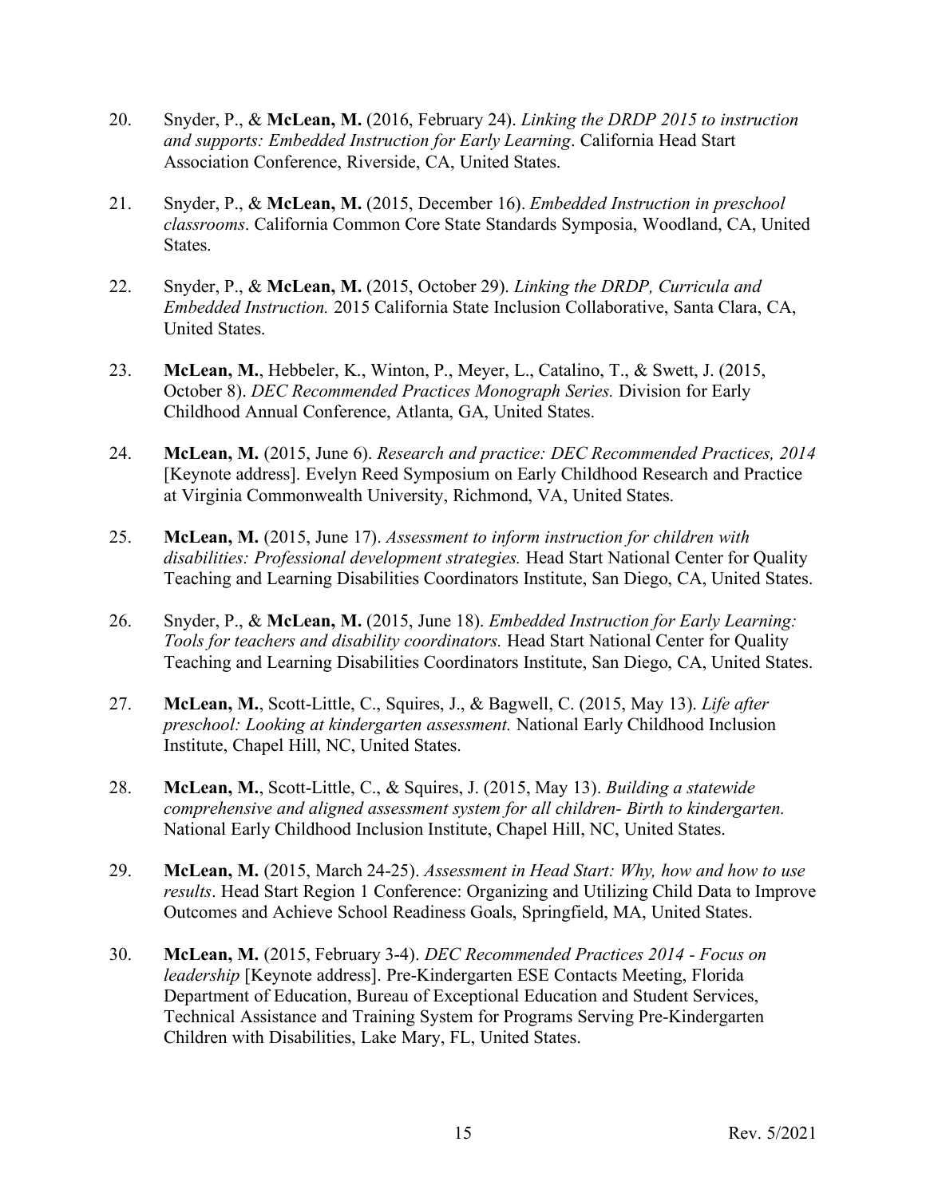20. Snyder, P., & **McLean, M.** (2016, February 24). *Linking the DRDP 2015 to instruction and supports: Embedded Instruction for Early Learning*. California Head Start Association Conference, Riverside, CA, United States.

21. Snyder, P., & **McLean, M.** (2015, December 16). *Embedded Instruction in preschool classrooms*. California Common Core State Standards Symposia, Woodland, CA, United States.

22. Snyder, P., & **McLean, M.** (2015, October 29). *Linking the DRDP, Curricula and Embedded Instruction.* 2015 California State Inclusion Collaborative, Santa Clara, CA, United States.

23. **McLean, M.**, Hebbeler, K., Winton, P., Meyer, L., Catalino, T., & Swett, J. (2015, October 8). *DEC Recommended Practices Monograph Series.* Division for Early Childhood Annual Conference, Atlanta, GA, United States.

24. **McLean, M.** (2015, June 6). *Research and practice: DEC Recommended Practices, 2014* [Keynote address]. Evelyn Reed Symposium on Early Childhood Research and Practice at Virginia Commonwealth University, Richmond, VA, United States.

25. **McLean, M.** (2015, June 17). *Assessment to inform instruction for children with disabilities: Professional development strategies.* Head Start National Center for Quality Teaching and Learning Disabilities Coordinators Institute, San Diego, CA, United States.

26. Snyder, P., & **McLean, M.** (2015, June 18). *Embedded Instruction for Early Learning: Tools for teachers and disability coordinators.* Head Start National Center for Quality Teaching and Learning Disabilities Coordinators Institute, San Diego, CA, United States.

27. **McLean, M.**, Scott-Little, C., Squires, J., & Bagwell, C. (2015, May 13). *Life after preschool: Looking at kindergarten assessment.* National Early Childhood Inclusion Institute, Chapel Hill, NC, United States.

28. **McLean, M.**, Scott-Little, C., & Squires, J. (2015, May 13). *Building a statewide comprehensive and aligned assessment system for all children- Birth to kindergarten.* National Early Childhood Inclusion Institute, Chapel Hill, NC, United States.

29. **McLean, M.** (2015, March 24-25). *Assessment in Head Start: Why, how and how to use results*. Head Start Region 1 Conference: Organizing and Utilizing Child Data to Improve Outcomes and Achieve School Readiness Goals, Springfield, MA, United States.

30. **McLean, M.** (2015, February 3-4). *DEC Recommended Practices 2014 - Focus on leadership* [Keynote address]. Pre-Kindergarten ESE Contacts Meeting, Florida Department of Education, Bureau of Exceptional Education and Student Services, Technical Assistance and Training System for Programs Serving Pre-Kindergarten Children with Disabilities, Lake Mary, FL, United States.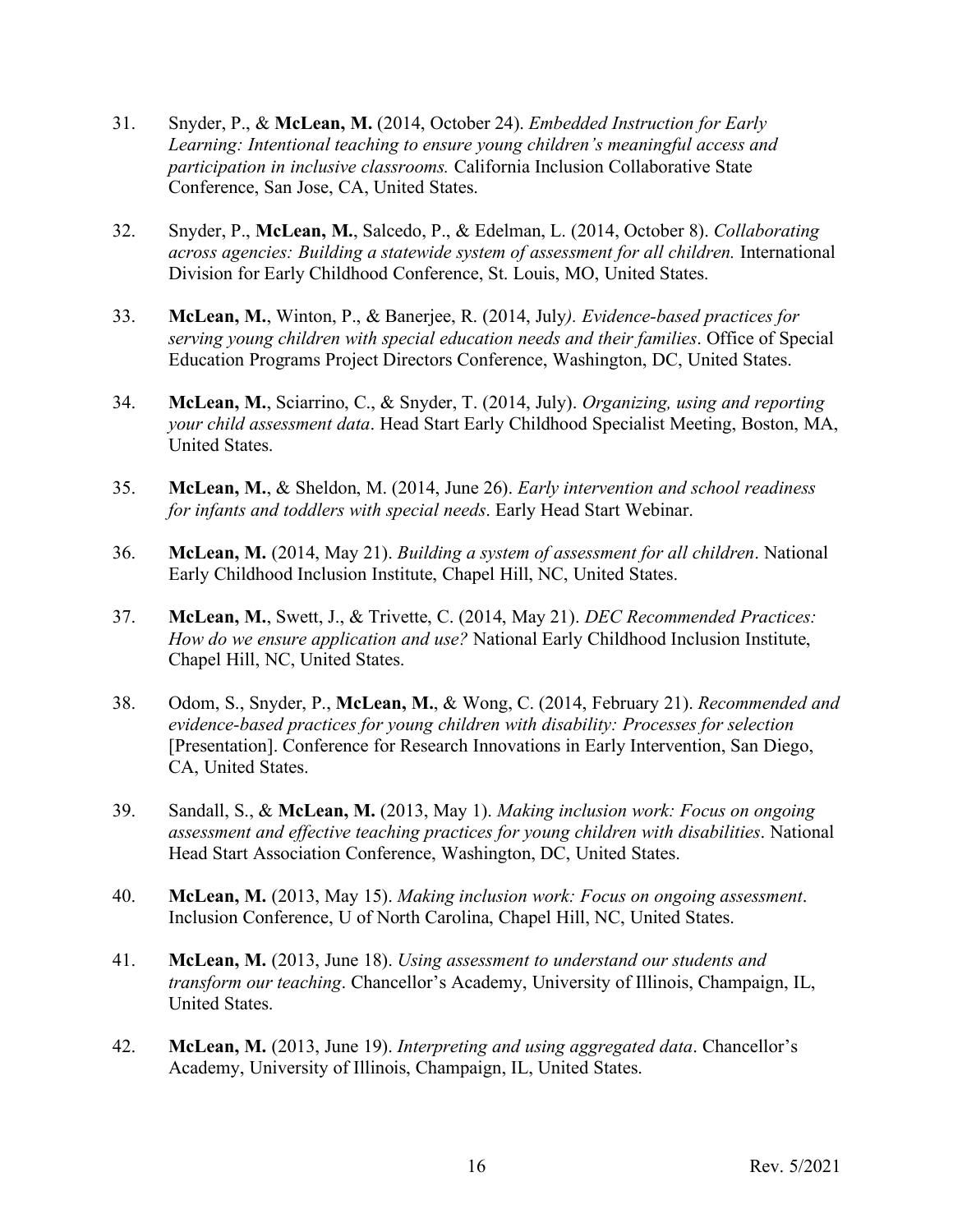31. Snyder, P., & **McLean, M.** (2014, October 24). *Embedded Instruction for Early Learning: Intentional teaching to ensure young children's meaningful access and participation in inclusive classrooms.* California Inclusion Collaborative State Conference, San Jose, CA, United States.

32. Snyder, P., **McLean, M.**, Salcedo, P., & Edelman, L. (2014, October 8). *Collaborating across agencies: Building a statewide system of assessment for all children.* International Division for Early Childhood Conference, St. Louis, MO, United States.

33. **McLean, M.**, Winton, P., & Banerjee, R. (2014, July*). Evidence-based practices for serving young children with special education needs and their families*. Office of Special Education Programs Project Directors Conference, Washington, DC, United States.

34. **McLean, M.**, Sciarrino, C., & Snyder, T. (2014, July). *Organizing, using and reporting your child assessment data*. Head Start Early Childhood Specialist Meeting, Boston, MA, United States.

35. **McLean, M.**, & Sheldon, M. (2014, June 26). *Early intervention and school readiness for infants and toddlers with special needs*. Early Head Start Webinar.

36. **McLean, M.** (2014, May 21). *Building a system of assessment for all children*. National Early Childhood Inclusion Institute, Chapel Hill, NC, United States.

37. **McLean, M.**, Swett, J., & Trivette, C. (2014, May 21). *DEC Recommended Practices: How do we ensure application and use?* National Early Childhood Inclusion Institute, Chapel Hill, NC, United States.

38. Odom, S., Snyder, P., **McLean, M.**, & Wong, C. (2014, February 21). *Recommended and evidence-based practices for young children with disability: Processes for selection* [Presentation]. Conference for Research Innovations in Early Intervention, San Diego, CA, United States.

39. Sandall, S., & **McLean, M.** (2013, May 1). *Making inclusion work: Focus on ongoing assessment and effective teaching practices for young children with disabilities*. National Head Start Association Conference, Washington, DC, United States.

40. **McLean, M.** (2013, May 15). *Making inclusion work: Focus on ongoing assessment*. Inclusion Conference, U of North Carolina, Chapel Hill, NC, United States.

41. **McLean, M.** (2013, June 18). *Using assessment to understand our students and transform our teaching*. Chancellor's Academy, University of Illinois, Champaign, IL, United States.

42. **McLean, M.** (2013, June 19). *Interpreting and using aggregated data*. Chancellor's Academy, University of Illinois, Champaign, IL, United States.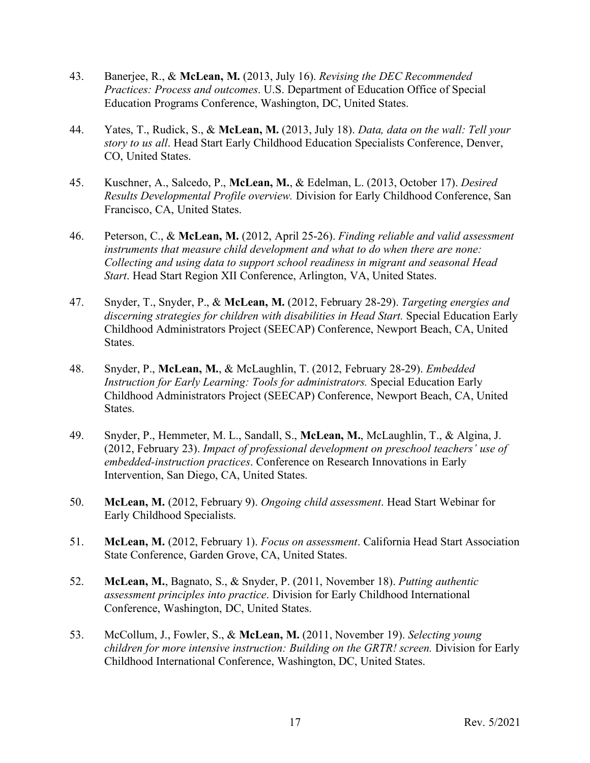43. Banerjee, R., & **McLean, M.** (2013, July 16). *Revising the DEC Recommended Practices: Process and outcomes*. U.S. Department of Education Office of Special Education Programs Conference, Washington, DC, United States.

44. Yates, T., Rudick, S., & **McLean, M.** (2013, July 18). *Data, data on the wall: Tell your story to us all*. Head Start Early Childhood Education Specialists Conference, Denver, CO, United States.

45. Kuschner, A., Salcedo, P., **McLean, M.**, & Edelman, L. (2013, October 17). *Desired Results Developmental Profile overview.* Division for Early Childhood Conference, San Francisco, CA, United States.

46. Peterson, C., & **McLean, M.** (2012, April 25-26). *Finding reliable and valid assessment instruments that measure child development and what to do when there are none: Collecting and using data to support school readiness in migrant and seasonal Head Start*. Head Start Region XII Conference, Arlington, VA, United States.

47. Snyder, T., Snyder, P., & **McLean, M.** (2012, February 28-29). *Targeting energies and discerning strategies for children with disabilities in Head Start.* Special Education Early Childhood Administrators Project (SEECAP) Conference, Newport Beach, CA, United States.

48. Snyder, P., **McLean, M.**, & McLaughlin, T. (2012, February 28-29). *Embedded Instruction for Early Learning: Tools for administrators.* Special Education Early Childhood Administrators Project (SEECAP) Conference, Newport Beach, CA, United States.

49. Snyder, P., Hemmeter, M. L., Sandall, S., **McLean, M.**, McLaughlin, T., & Algina, J. (2012, February 23). *Impact of professional development on preschool teachers' use of embedded-instruction practices*. Conference on Research Innovations in Early Intervention, San Diego, CA, United States.

50. **McLean, M.** (2012, February 9). *Ongoing child assessment*. Head Start Webinar for Early Childhood Specialists.

51. **McLean, M.** (2012, February 1). *Focus on assessment*. California Head Start Association State Conference, Garden Grove, CA, United States.

52. **McLean, M.**, Bagnato, S., & Snyder, P. (2011, November 18). *Putting authentic assessment principles into practice*. Division for Early Childhood International Conference, Washington, DC, United States.

53. McCollum, J., Fowler, S., & **McLean, M.** (2011, November 19). *Selecting young children for more intensive instruction: Building on the GRTR! screen.* Division for Early Childhood International Conference, Washington, DC, United States.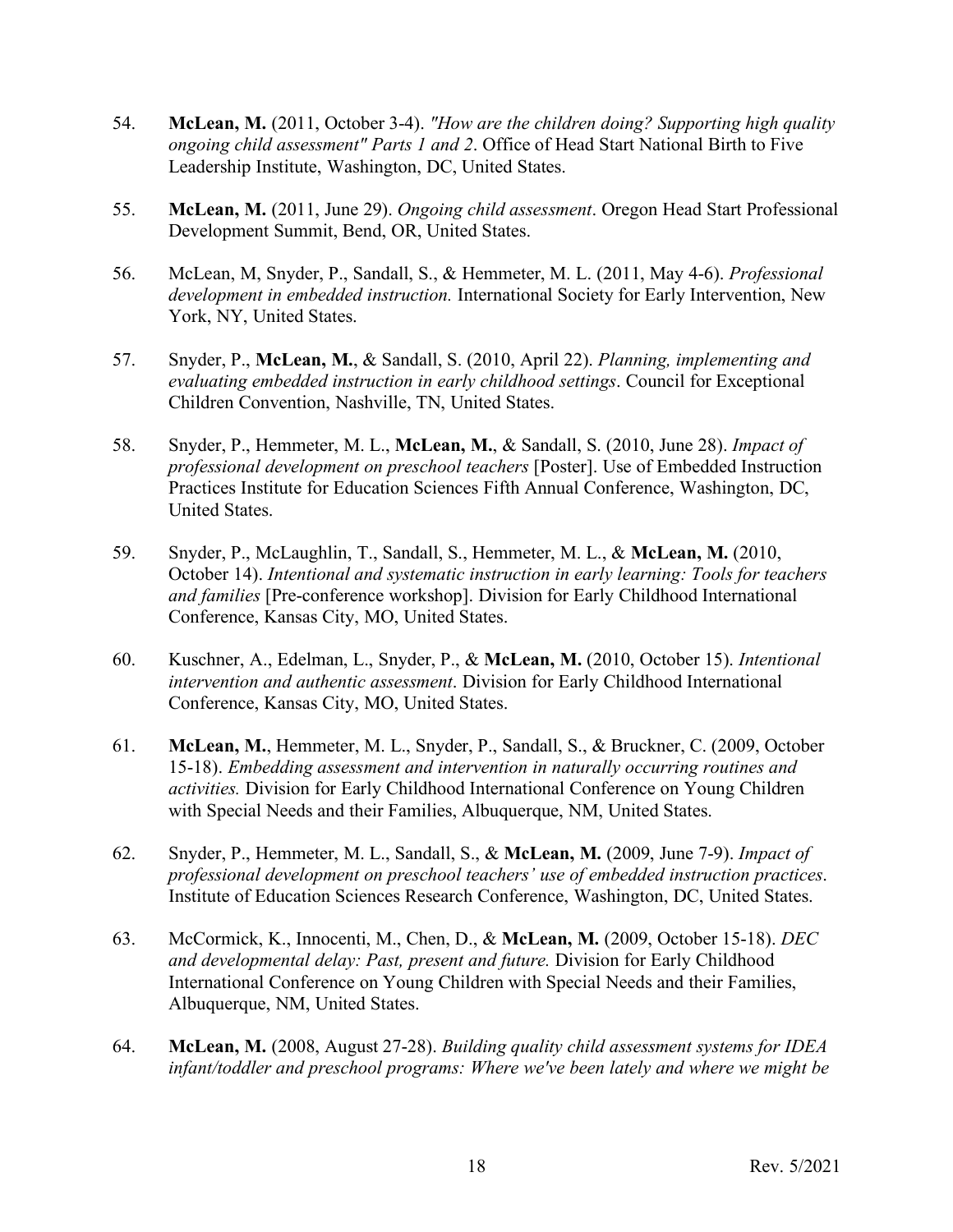54. **McLean, M.** (2011, October 3-4). *"How are the children doing? Supporting high quality ongoing child assessment" Parts 1 and 2*. Office of Head Start National Birth to Five Leadership Institute, Washington, DC, United States.

55. **McLean, M.** (2011, June 29). *Ongoing child assessment*. Oregon Head Start Professional Development Summit, Bend, OR, United States.

56. McLean, M, Snyder, P., Sandall, S., & Hemmeter, M. L. (2011, May 4-6). *Professional development in embedded instruction.* International Society for Early Intervention, New York, NY, United States.

57. Snyder, P., **McLean, M.**, & Sandall, S. (2010, April 22). *Planning, implementing and evaluating embedded instruction in early childhood settings*. Council for Exceptional Children Convention, Nashville, TN, United States.

58. Snyder, P., Hemmeter, M. L., **McLean, M.**, & Sandall, S. (2010, June 28). *Impact of professional development on preschool teachers* [Poster]. Use of Embedded Instruction Practices Institute for Education Sciences Fifth Annual Conference, Washington, DC, United States.

59. Snyder, P., McLaughlin, T., Sandall, S., Hemmeter, M. L., & **McLean, M.** (2010, October 14). *Intentional and systematic instruction in early learning: Tools for teachers and families* [Pre-conference workshop]. Division for Early Childhood International Conference, Kansas City, MO, United States.

60. Kuschner, A., Edelman, L., Snyder, P., & **McLean, M.** (2010, October 15). *Intentional intervention and authentic assessment*. Division for Early Childhood International Conference, Kansas City, MO, United States.

61. **McLean, M.**, Hemmeter, M. L., Snyder, P., Sandall, S., & Bruckner, C. (2009, October 15-18). *Embedding assessment and intervention in naturally occurring routines and activities.* Division for Early Childhood International Conference on Young Children with Special Needs and their Families, Albuquerque, NM, United States.

62. Snyder, P., Hemmeter, M. L., Sandall, S., & **McLean, M.** (2009, June 7-9). *Impact of professional development on preschool teachers' use of embedded instruction practices*. Institute of Education Sciences Research Conference, Washington, DC, United States.

63. McCormick, K., Innocenti, M., Chen, D., & **McLean, M.** (2009, October 15-18). *DEC and developmental delay: Past, present and future.* Division for Early Childhood International Conference on Young Children with Special Needs and their Families, Albuquerque, NM, United States.

64. **McLean, M.** (2008, August 27-28). *Building quality child assessment systems for IDEA infant/toddler and preschool programs: Where we've been lately and where we might be*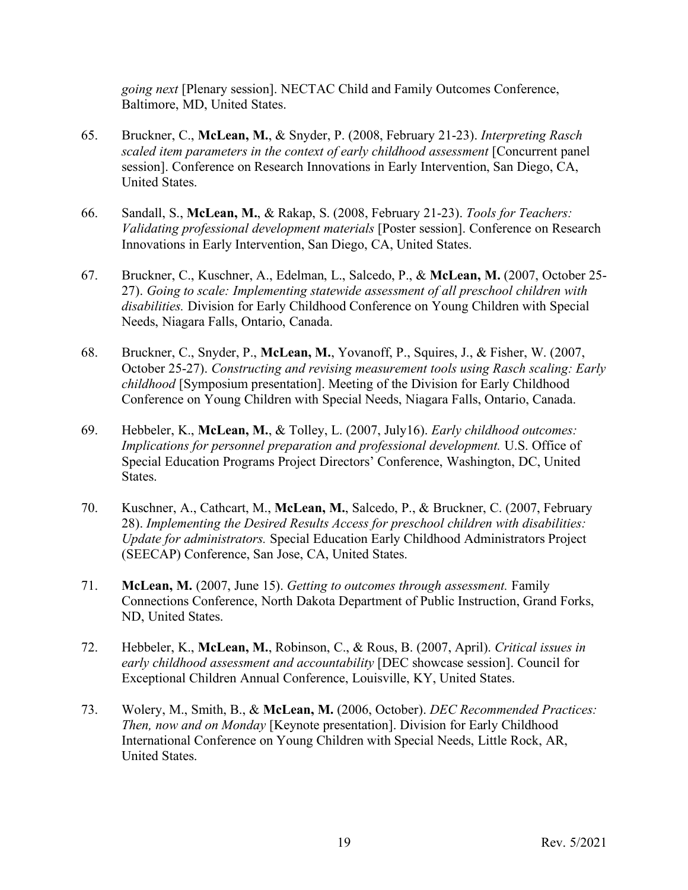*going next* [Plenary session]. NECTAC Child and Family Outcomes Conference, Baltimore, MD, United States.

65. Bruckner, C., **McLean, M.**, & Snyder, P. (2008, February 21-23). *Interpreting Rasch scaled item parameters in the context of early childhood assessment* [Concurrent panel session]. Conference on Research Innovations in Early Intervention, San Diego, CA, United States.

66. Sandall, S., **McLean, M.**, & Rakap, S. (2008, February 21-23). *Tools for Teachers: Validating professional development materials* [Poster session]. Conference on Research Innovations in Early Intervention, San Diego, CA, United States.

67. Bruckner, C., Kuschner, A., Edelman, L., Salcedo, P., & **McLean, M.** (2007, October 25-27). *Going to scale: Implementing statewide assessment of all preschool children with disabilities.* Division for Early Childhood Conference on Young Children with Special Needs, Niagara Falls, Ontario, Canada.

68. Bruckner, C., Snyder, P., **McLean, M.**, Yovanoff, P., Squires, J., & Fisher, W. (2007, October 25-27). *Constructing and revising measurement tools using Rasch scaling: Early childhood* [Symposium presentation]. Meeting of the Division for Early Childhood Conference on Young Children with Special Needs, Niagara Falls, Ontario, Canada.

69. Hebbeler, K., **McLean, M.**, & Tolley, L. (2007, July16). *Early childhood outcomes: Implications for personnel preparation and professional development.* U.S. Office of Special Education Programs Project Directors' Conference, Washington, DC, United States.

70. Kuschner, A., Cathcart, M., **McLean, M.**, Salcedo, P., & Bruckner, C. (2007, February 28). *Implementing the Desired Results Access for preschool children with disabilities: Update for administrators.* Special Education Early Childhood Administrators Project (SEECAP) Conference, San Jose, CA, United States.

71. **McLean, M.** (2007, June 15). *Getting to outcomes through assessment.* Family Connections Conference, North Dakota Department of Public Instruction, Grand Forks, ND, United States.

72. Hebbeler, K., **McLean, M.**, Robinson, C., & Rous, B. (2007, April). *Critical issues in early childhood assessment and accountability* [DEC showcase session]. Council for Exceptional Children Annual Conference, Louisville, KY, United States.

73. Wolery, M., Smith, B., & **McLean, M.** (2006, October). *DEC Recommended Practices: Then, now and on Monday* [Keynote presentation]. Division for Early Childhood International Conference on Young Children with Special Needs, Little Rock, AR, United States.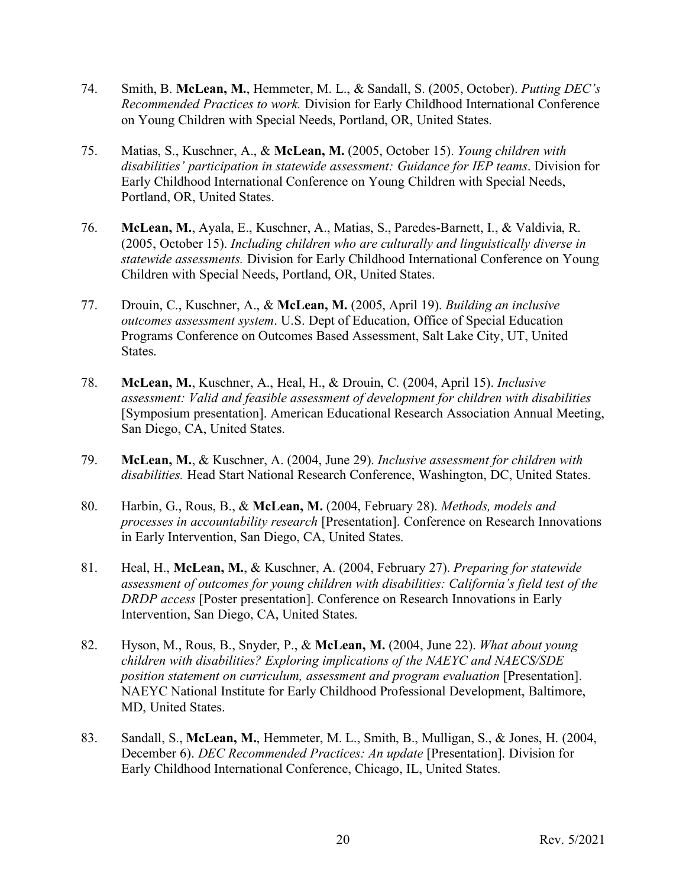74. Smith, B. **McLean, M.**, Hemmeter, M. L., & Sandall, S. (2005, October). *Putting DEC's Recommended Practices to work.* Division for Early Childhood International Conference on Young Children with Special Needs, Portland, OR, United States.

75. Matias, S., Kuschner, A., & **McLean, M.** (2005, October 15). *Young children with disabilities' participation in statewide assessment: Guidance for IEP teams*. Division for Early Childhood International Conference on Young Children with Special Needs, Portland, OR, United States.

76. **McLean, M.**, Ayala, E., Kuschner, A., Matias, S., Paredes-Barnett, I., & Valdivia, R. (2005, October 15). *Including children who are culturally and linguistically diverse in statewide assessments.* Division for Early Childhood International Conference on Young Children with Special Needs, Portland, OR, United States.

77. Drouin, C., Kuschner, A., & **McLean, M.** (2005, April 19). *Building an inclusive outcomes assessment system*. U.S. Dept of Education, Office of Special Education Programs Conference on Outcomes Based Assessment, Salt Lake City, UT, United States.

78. **McLean, M.**, Kuschner, A., Heal, H., & Drouin, C. (2004, April 15). *Inclusive assessment: Valid and feasible assessment of development for children with disabilities* [Symposium presentation]. American Educational Research Association Annual Meeting, San Diego, CA, United States.

79. **McLean, M.**, & Kuschner, A. (2004, June 29). *Inclusive assessment for children with disabilities.* Head Start National Research Conference, Washington, DC, United States.

80. Harbin, G., Rous, B., & **McLean, M.** (2004, February 28). *Methods, models and processes in accountability research* [Presentation]. Conference on Research Innovations in Early Intervention, San Diego, CA, United States.

81. Heal, H., **McLean, M.**, & Kuschner, A. (2004, February 27). *Preparing for statewide assessment of outcomes for young children with disabilities: California's field test of the DRDP access* [Poster presentation]. Conference on Research Innovations in Early Intervention, San Diego, CA, United States.

82. Hyson, M., Rous, B., Snyder, P., & **McLean, M.** (2004, June 22). *What about young children with disabilities? Exploring implications of the NAEYC and NAECS/SDE position statement on curriculum, assessment and program evaluation* [Presentation]. NAEYC National Institute for Early Childhood Professional Development, Baltimore, MD, United States.

83. Sandall, S., **McLean, M.**, Hemmeter, M. L., Smith, B., Mulligan, S., & Jones, H. (2004, December 6). *DEC Recommended Practices: An update* [Presentation]. Division for Early Childhood International Conference, Chicago, IL, United States.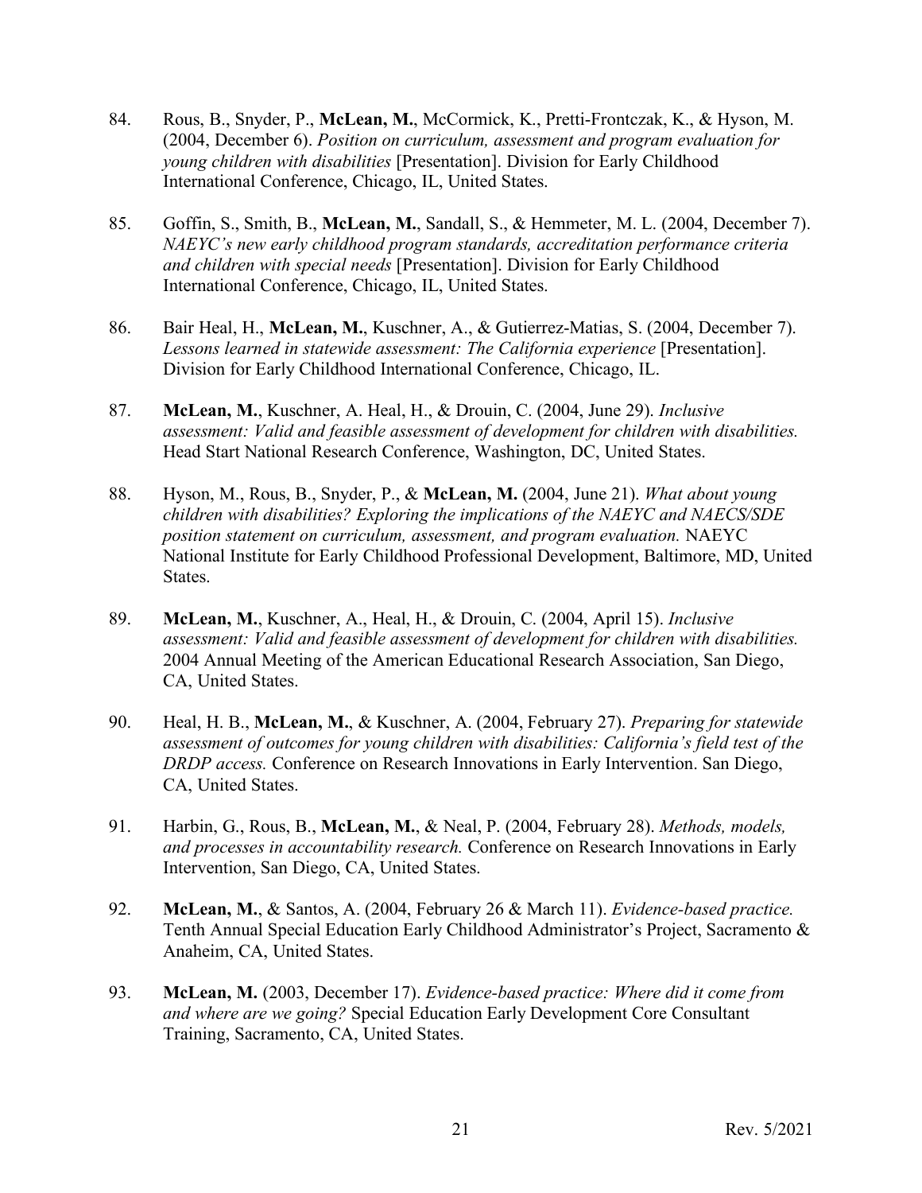84. Rous, B., Snyder, P., **McLean, M.**, McCormick, K., Pretti-Frontczak, K., & Hyson, M. (2004, December 6). *Position on curriculum, assessment and program evaluation for young children with disabilities* [Presentation]. Division for Early Childhood International Conference, Chicago, IL, United States.

85. Goffin, S., Smith, B., **McLean, M.**, Sandall, S., & Hemmeter, M. L. (2004, December 7). *NAEYC's new early childhood program standards, accreditation performance criteria and children with special needs* [Presentation]. Division for Early Childhood International Conference, Chicago, IL, United States.

86. Bair Heal, H., **McLean, M.**, Kuschner, A., & Gutierrez-Matias, S. (2004, December 7). *Lessons learned in statewide assessment: The California experience* [Presentation]. Division for Early Childhood International Conference, Chicago, IL.

87. **McLean, M.**, Kuschner, A. Heal, H., & Drouin, C. (2004, June 29). *Inclusive assessment: Valid and feasible assessment of development for children with disabilities.* Head Start National Research Conference, Washington, DC, United States.

88. Hyson, M., Rous, B., Snyder, P., & **McLean, M.** (2004, June 21). *What about young children with disabilities? Exploring the implications of the NAEYC and NAECS/SDE position statement on curriculum, assessment, and program evaluation.* NAEYC National Institute for Early Childhood Professional Development, Baltimore, MD, United States.

89. **McLean, M.**, Kuschner, A., Heal, H., & Drouin, C. (2004, April 15). *Inclusive assessment: Valid and feasible assessment of development for children with disabilities.* 2004 Annual Meeting of the American Educational Research Association, San Diego, CA, United States.

90. Heal, H. B., **McLean, M.**, & Kuschner, A. (2004, February 27). *Preparing for statewide assessment of outcomes for young children with disabilities: California's field test of the DRDP access.* Conference on Research Innovations in Early Intervention. San Diego, CA, United States.

91. Harbin, G., Rous, B., **McLean, M.**, & Neal, P. (2004, February 28). *Methods, models, and processes in accountability research.* Conference on Research Innovations in Early Intervention, San Diego, CA, United States.

92. **McLean, M.**, & Santos, A. (2004, February 26 & March 11). *Evidence-based practice.* Tenth Annual Special Education Early Childhood Administrator's Project, Sacramento & Anaheim, CA, United States.

93. **McLean, M.** (2003, December 17). *Evidence-based practice: Where did it come from and where are we going?* Special Education Early Development Core Consultant Training, Sacramento, CA, United States.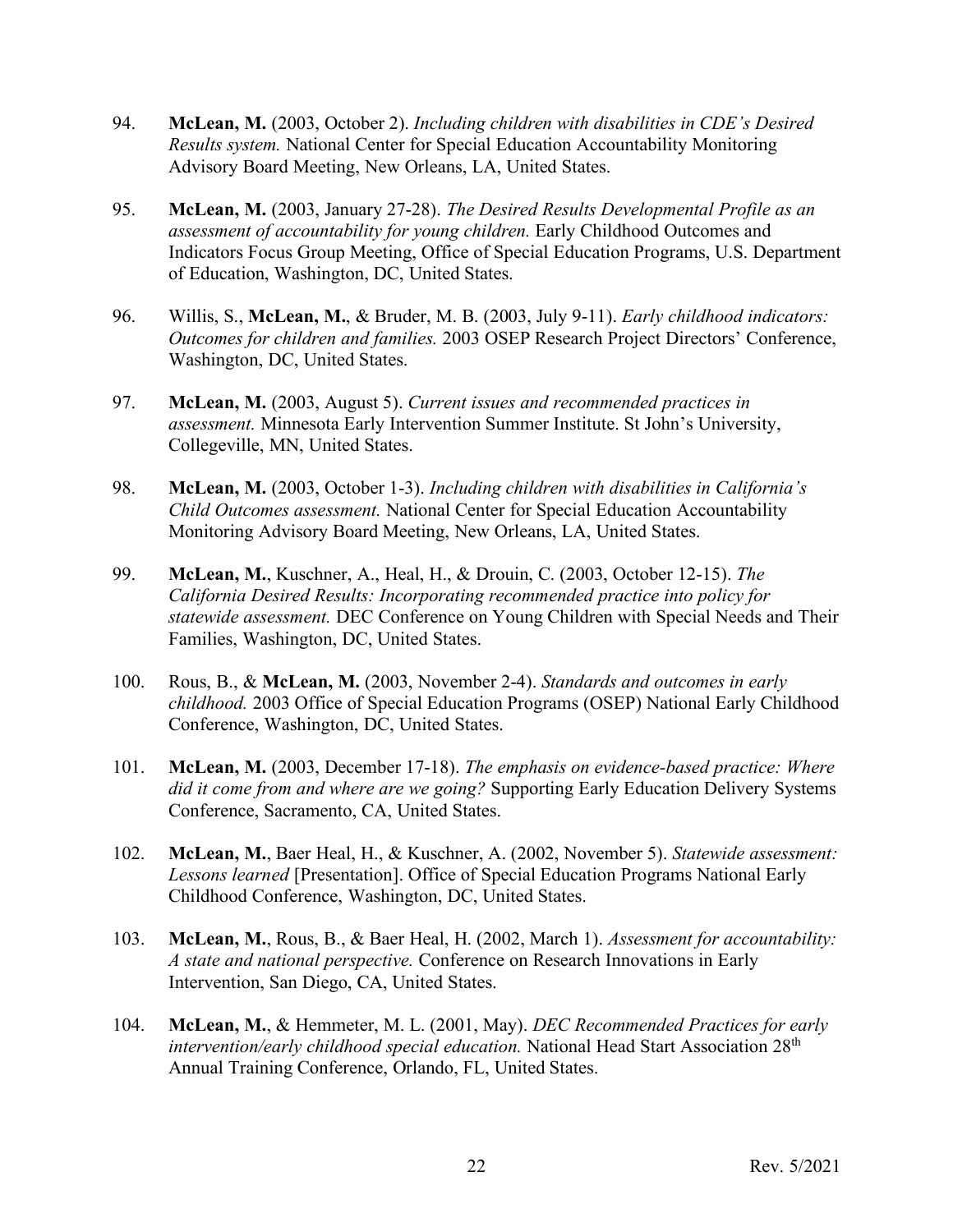94. **McLean, M.** (2003, October 2). *Including children with disabilities in CDE's Desired Results system.* National Center for Special Education Accountability Monitoring Advisory Board Meeting, New Orleans, LA, United States.

95. **McLean, M.** (2003, January 27-28). *The Desired Results Developmental Profile as an assessment of accountability for young children.* Early Childhood Outcomes and Indicators Focus Group Meeting, Office of Special Education Programs, U.S. Department of Education, Washington, DC, United States.

96. Willis, S., **McLean, M.**, & Bruder, M. B. (2003, July 9-11). *Early childhood indicators: Outcomes for children and families.* 2003 OSEP Research Project Directors' Conference, Washington, DC, United States.

97. **McLean, M.** (2003, August 5). *Current issues and recommended practices in assessment.* Minnesota Early Intervention Summer Institute. St John's University, Collegeville, MN, United States.

98. **McLean, M.** (2003, October 1-3). *Including children with disabilities in California's Child Outcomes assessment.* National Center for Special Education Accountability Monitoring Advisory Board Meeting, New Orleans, LA, United States.

99. **McLean, M.**, Kuschner, A., Heal, H., & Drouin, C. (2003, October 12-15). *The California Desired Results: Incorporating recommended practice into policy for statewide assessment.* DEC Conference on Young Children with Special Needs and Their Families, Washington, DC, United States.

100. Rous, B., & **McLean, M.** (2003, November 2-4). *Standards and outcomes in early childhood.* 2003 Office of Special Education Programs (OSEP) National Early Childhood Conference, Washington, DC, United States.

101. **McLean, M.** (2003, December 17-18). *The emphasis on evidence-based practice: Where did it come from and where are we going?* Supporting Early Education Delivery Systems Conference, Sacramento, CA, United States.

102. **McLean, M.**, Baer Heal, H., & Kuschner, A. (2002, November 5). *Statewide assessment: Lessons learned* [Presentation]. Office of Special Education Programs National Early Childhood Conference, Washington, DC, United States.

103. **McLean, M.**, Rous, B., & Baer Heal, H. (2002, March 1). *Assessment for accountability: A state and national perspective.* Conference on Research Innovations in Early Intervention, San Diego, CA, United States.

104. **McLean, M.**, & Hemmeter, M. L. (2001, May). *DEC Recommended Practices for early intervention/early childhood special education.* National Head Start Association 28th Annual Training Conference, Orlando, FL, United States.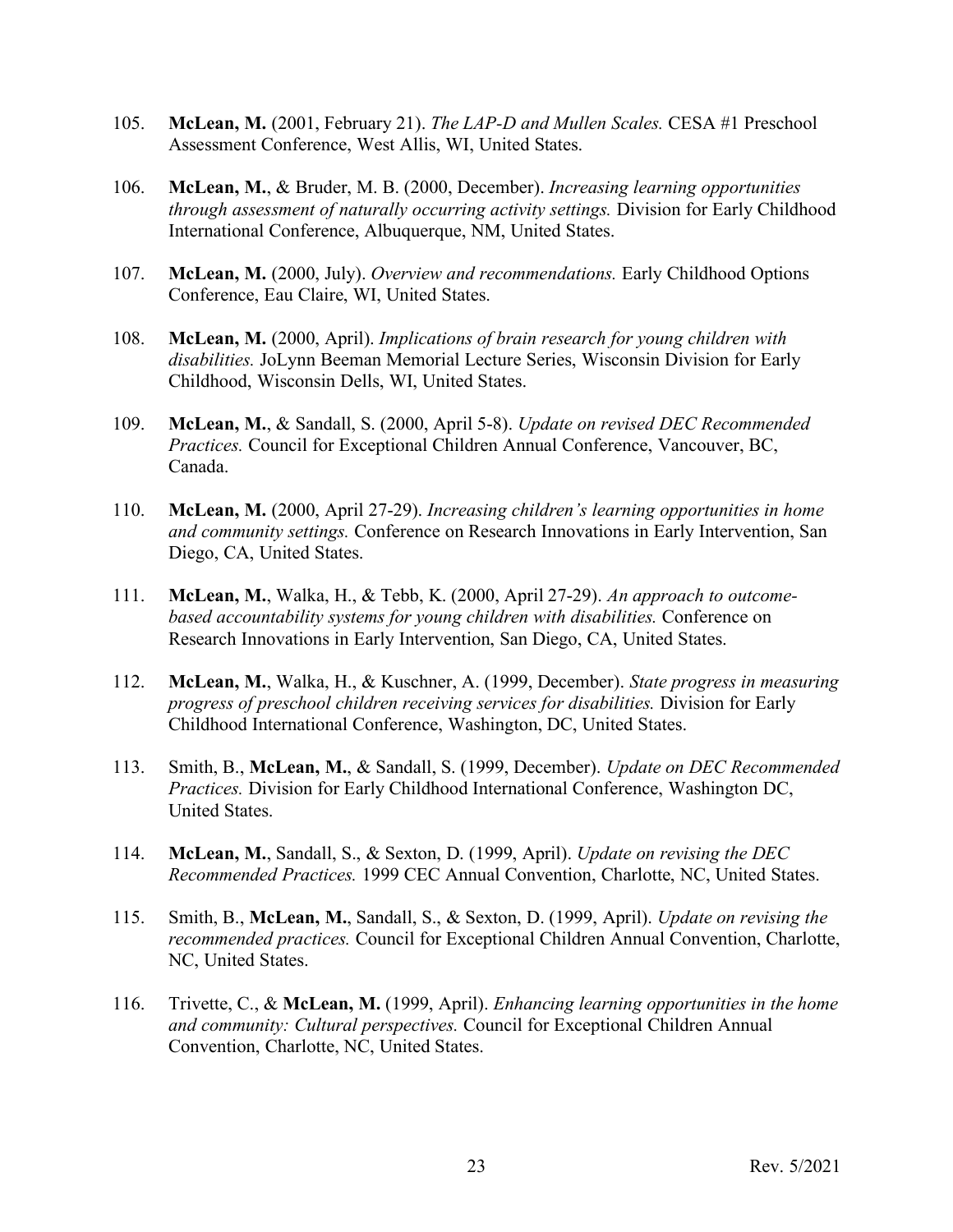105. **McLean, M.** (2001, February 21). *The LAP-D and Mullen Scales.* CESA #1 Preschool Assessment Conference, West Allis, WI, United States.

106. **McLean, M.**, & Bruder, M. B. (2000, December). *Increasing learning opportunities through assessment of naturally occurring activity settings.* Division for Early Childhood International Conference, Albuquerque, NM, United States.

107. **McLean, M.** (2000, July). *Overview and recommendations.* Early Childhood Options Conference, Eau Claire, WI, United States.

108. **McLean, M.** (2000, April). *Implications of brain research for young children with disabilities.* JoLynn Beeman Memorial Lecture Series, Wisconsin Division for Early Childhood, Wisconsin Dells, WI, United States.

109. **McLean, M.**, & Sandall, S. (2000, April 5-8). *Update on revised DEC Recommended Practices.* Council for Exceptional Children Annual Conference, Vancouver, BC, Canada.

110. **McLean, M.** (2000, April 27-29). *Increasing children's learning opportunities in home and community settings.* Conference on Research Innovations in Early Intervention, San Diego, CA, United States.

111. **McLean, M.**, Walka, H., & Tebb, K. (2000, April 27-29). *An approach to outcome-based accountability systems for young children with disabilities.* Conference on Research Innovations in Early Intervention, San Diego, CA, United States.

112. **McLean, M.**, Walka, H., & Kuschner, A. (1999, December). *State progress in measuring progress of preschool children receiving services for disabilities.* Division for Early Childhood International Conference, Washington, DC, United States.

113. Smith, B., **McLean, M.**, & Sandall, S. (1999, December). *Update on DEC Recommended Practices.* Division for Early Childhood International Conference, Washington DC, United States.

114. **McLean, M.**, Sandall, S., & Sexton, D. (1999, April). *Update on revising the DEC Recommended Practices.* 1999 CEC Annual Convention, Charlotte, NC, United States.

115. Smith, B., **McLean, M.**, Sandall, S., & Sexton, D. (1999, April). *Update on revising the recommended practices.* Council for Exceptional Children Annual Convention, Charlotte, NC, United States.

116. Trivette, C., & **McLean, M.** (1999, April). *Enhancing learning opportunities in the home and community: Cultural perspectives.* Council for Exceptional Children Annual Convention, Charlotte, NC, United States.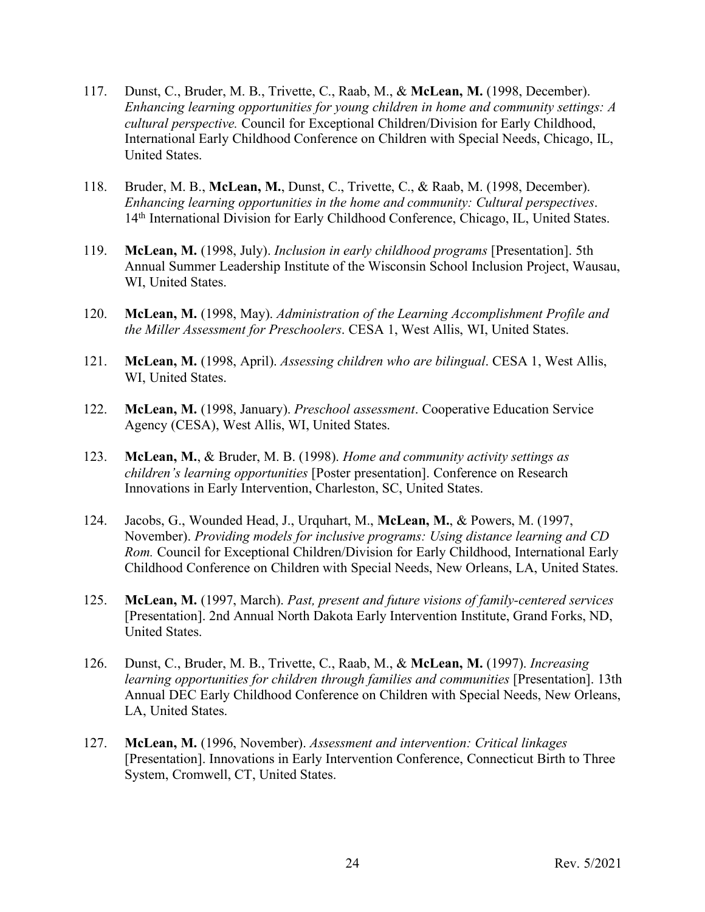117. Dunst, C., Bruder, M. B., Trivette, C., Raab, M., & **McLean, M.** (1998, December). *Enhancing learning opportunities for young children in home and community settings: A cultural perspective.* Council for Exceptional Children/Division for Early Childhood, International Early Childhood Conference on Children with Special Needs, Chicago, IL, United States.

118. Bruder, M. B., **McLean, M.**, Dunst, C., Trivette, C., & Raab, M. (1998, December). *Enhancing learning opportunities in the home and community: Cultural perspectives*. 14th International Division for Early Childhood Conference, Chicago, IL, United States.

119. **McLean, M.** (1998, July). *Inclusion in early childhood programs* [Presentation]. 5th Annual Summer Leadership Institute of the Wisconsin School Inclusion Project, Wausau, WI, United States.

120. **McLean, M.** (1998, May). *Administration of the Learning Accomplishment Profile and the Miller Assessment for Preschoolers*. CESA 1, West Allis, WI, United States.

121. **McLean, M.** (1998, April). *Assessing children who are bilingual*. CESA 1, West Allis, WI, United States.

122. **McLean, M.** (1998, January). *Preschool assessment*. Cooperative Education Service Agency (CESA), West Allis, WI, United States.

123. **McLean, M.**, & Bruder, M. B. (1998). *Home and community activity settings as children's learning opportunities* [Poster presentation]. Conference on Research Innovations in Early Intervention, Charleston, SC, United States.

124. Jacobs, G., Wounded Head, J., Urquhart, M., **McLean, M.**, & Powers, M. (1997, November). *Providing models for inclusive programs: Using distance learning and CD Rom.* Council for Exceptional Children/Division for Early Childhood, International Early Childhood Conference on Children with Special Needs, New Orleans, LA, United States.

125. **McLean, M.** (1997, March). *Past, present and future visions of family-centered services* [Presentation]. 2nd Annual North Dakota Early Intervention Institute, Grand Forks, ND, United States.

126. Dunst, C., Bruder, M. B., Trivette, C., Raab, M., & **McLean, M.** (1997). *Increasing learning opportunities for children through families and communities* [Presentation]. 13th Annual DEC Early Childhood Conference on Children with Special Needs, New Orleans, LA, United States.

127. **McLean, M.** (1996, November). *Assessment and intervention: Critical linkages* [Presentation]. Innovations in Early Intervention Conference, Connecticut Birth to Three System, Cromwell, CT, United States.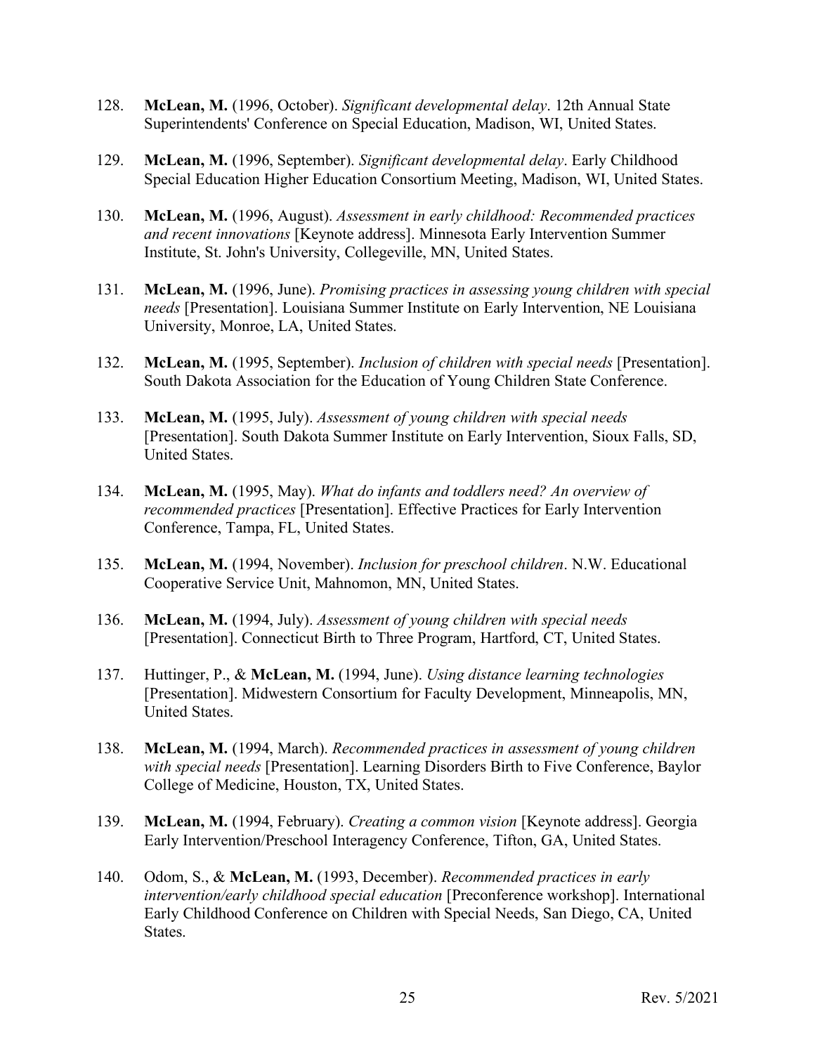128. **McLean, M.** (1996, October). *Significant developmental delay*. 12th Annual State Superintendents' Conference on Special Education, Madison, WI, United States.

129. **McLean, M.** (1996, September). *Significant developmental delay*. Early Childhood Special Education Higher Education Consortium Meeting, Madison, WI, United States.

130. **McLean, M.** (1996, August). *Assessment in early childhood: Recommended practices and recent innovations* [Keynote address]. Minnesota Early Intervention Summer Institute, St. John's University, Collegeville, MN, United States.

131. **McLean, M.** (1996, June). *Promising practices in assessing young children with special needs* [Presentation]. Louisiana Summer Institute on Early Intervention, NE Louisiana University, Monroe, LA, United States.

132. **McLean, M.** (1995, September). *Inclusion of children with special needs* [Presentation]. South Dakota Association for the Education of Young Children State Conference.

133. **McLean, M.** (1995, July). *Assessment of young children with special needs* [Presentation]. South Dakota Summer Institute on Early Intervention, Sioux Falls, SD, United States.

134. **McLean, M.** (1995, May). *What do infants and toddlers need? An overview of recommended practices* [Presentation]. Effective Practices for Early Intervention Conference, Tampa, FL, United States.

135. **McLean, M.** (1994, November). *Inclusion for preschool children*. N.W. Educational Cooperative Service Unit, Mahnomon, MN, United States.

136. **McLean, M.** (1994, July). *Assessment of young children with special needs* [Presentation]. Connecticut Birth to Three Program, Hartford, CT, United States.

137. Huttinger, P., & **McLean, M.** (1994, June). *Using distance learning technologies* [Presentation]. Midwestern Consortium for Faculty Development, Minneapolis, MN, United States.

138. **McLean, M.** (1994, March). *Recommended practices in assessment of young children with special needs* [Presentation]. Learning Disorders Birth to Five Conference, Baylor College of Medicine, Houston, TX, United States.

139. **McLean, M.** (1994, February). *Creating a common vision* [Keynote address]. Georgia Early Intervention/Preschool Interagency Conference, Tifton, GA, United States.

140. Odom, S., & **McLean, M.** (1993, December). *Recommended practices in early intervention/early childhood special education* [Preconference workshop]. International Early Childhood Conference on Children with Special Needs, San Diego, CA, United States.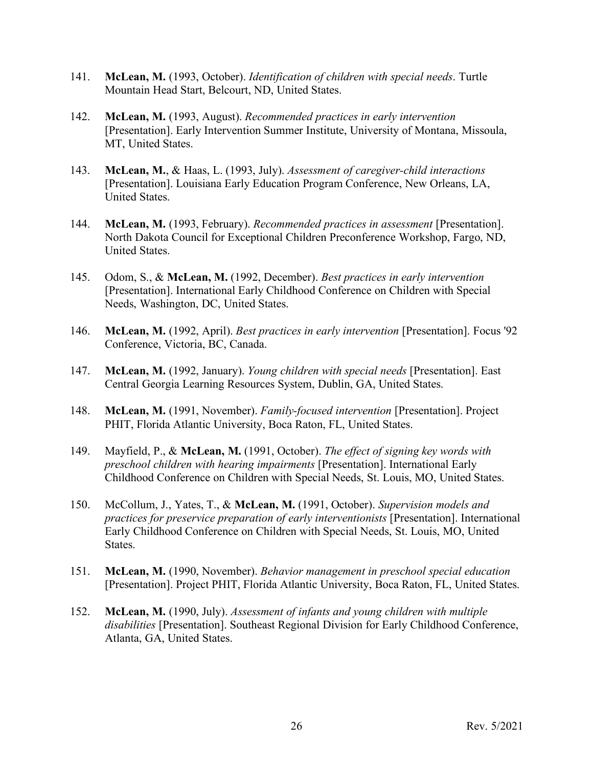141. **McLean, M.** (1993, October). *Identification of children with special needs*. Turtle Mountain Head Start, Belcourt, ND, United States.

142. **McLean, M.** (1993, August). *Recommended practices in early intervention* [Presentation]. Early Intervention Summer Institute, University of Montana, Missoula, MT, United States.

143. **McLean, M.**, & Haas, L. (1993, July). *Assessment of caregiver-child interactions* [Presentation]. Louisiana Early Education Program Conference, New Orleans, LA, United States.

144. **McLean, M.** (1993, February). *Recommended practices in assessment* [Presentation]. North Dakota Council for Exceptional Children Preconference Workshop, Fargo, ND, United States.

145. Odom, S., & **McLean, M.** (1992, December). *Best practices in early intervention* [Presentation]. International Early Childhood Conference on Children with Special Needs, Washington, DC, United States.

146. **McLean, M.** (1992, April). *Best practices in early intervention* [Presentation]. Focus '92 Conference, Victoria, BC, Canada.

147. **McLean, M.** (1992, January). *Young children with special needs* [Presentation]. East Central Georgia Learning Resources System, Dublin, GA, United States.

148. **McLean, M.** (1991, November). *Family-focused intervention* [Presentation]. Project PHIT, Florida Atlantic University, Boca Raton, FL, United States.

149. Mayfield, P., & **McLean, M.** (1991, October). *The effect of signing key words with preschool children with hearing impairments* [Presentation]. International Early Childhood Conference on Children with Special Needs, St. Louis, MO, United States.

150. McCollum, J., Yates, T., & **McLean, M.** (1991, October). *Supervision models and practices for preservice preparation of early interventionists* [Presentation]. International Early Childhood Conference on Children with Special Needs, St. Louis, MO, United States.

151. **McLean, M.** (1990, November). *Behavior management in preschool special education* [Presentation]. Project PHIT, Florida Atlantic University, Boca Raton, FL, United States.

152. **McLean, M.** (1990, July). *Assessment of infants and young children with multiple disabilities* [Presentation]. Southeast Regional Division for Early Childhood Conference, Atlanta, GA, United States.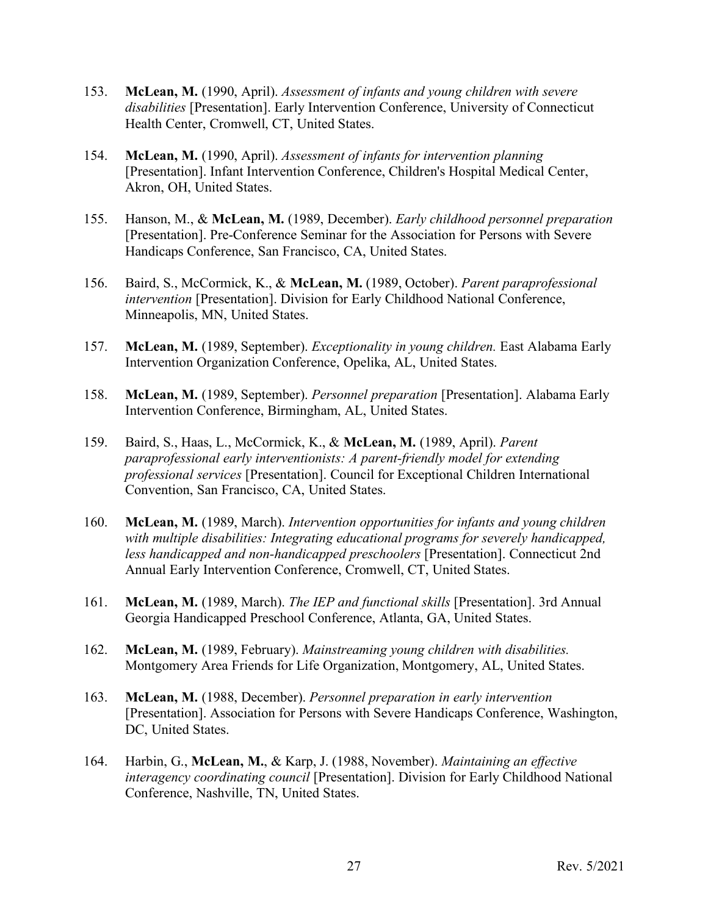153. **McLean, M.** (1990, April). *Assessment of infants and young children with severe disabilities* [Presentation]. Early Intervention Conference, University of Connecticut Health Center, Cromwell, CT, United States.

154. **McLean, M.** (1990, April). *Assessment of infants for intervention planning* [Presentation]. Infant Intervention Conference, Children's Hospital Medical Center, Akron, OH, United States.

155. Hanson, M., & **McLean, M.** (1989, December). *Early childhood personnel preparation* [Presentation]. Pre-Conference Seminar for the Association for Persons with Severe Handicaps Conference, San Francisco, CA, United States.

156. Baird, S., McCormick, K., & **McLean, M.** (1989, October). *Parent paraprofessional intervention* [Presentation]. Division for Early Childhood National Conference, Minneapolis, MN, United States.

157. **McLean, M.** (1989, September). *Exceptionality in young children.* East Alabama Early Intervention Organization Conference, Opelika, AL, United States.

158. **McLean, M.** (1989, September). *Personnel preparation* [Presentation]. Alabama Early Intervention Conference, Birmingham, AL, United States.

159. Baird, S., Haas, L., McCormick, K., & **McLean, M.** (1989, April). *Parent paraprofessional early interventionists: A parent-friendly model for extending professional services* [Presentation]. Council for Exceptional Children International Convention, San Francisco, CA, United States.

160. **McLean, M.** (1989, March). *Intervention opportunities for infants and young children with multiple disabilities: Integrating educational programs for severely handicapped, less handicapped and non-handicapped preschoolers* [Presentation]. Connecticut 2nd Annual Early Intervention Conference, Cromwell, CT, United States.

161. **McLean, M.** (1989, March). *The IEP and functional skills* [Presentation]. 3rd Annual Georgia Handicapped Preschool Conference, Atlanta, GA, United States.

162. **McLean, M.** (1989, February). *Mainstreaming young children with disabilities.* Montgomery Area Friends for Life Organization, Montgomery, AL, United States.

163. **McLean, M.** (1988, December). *Personnel preparation in early intervention* [Presentation]. Association for Persons with Severe Handicaps Conference, Washington, DC, United States.

164. Harbin, G., **McLean, M.**, & Karp, J. (1988, November). *Maintaining an effective interagency coordinating council* [Presentation]. Division for Early Childhood National Conference, Nashville, TN, United States.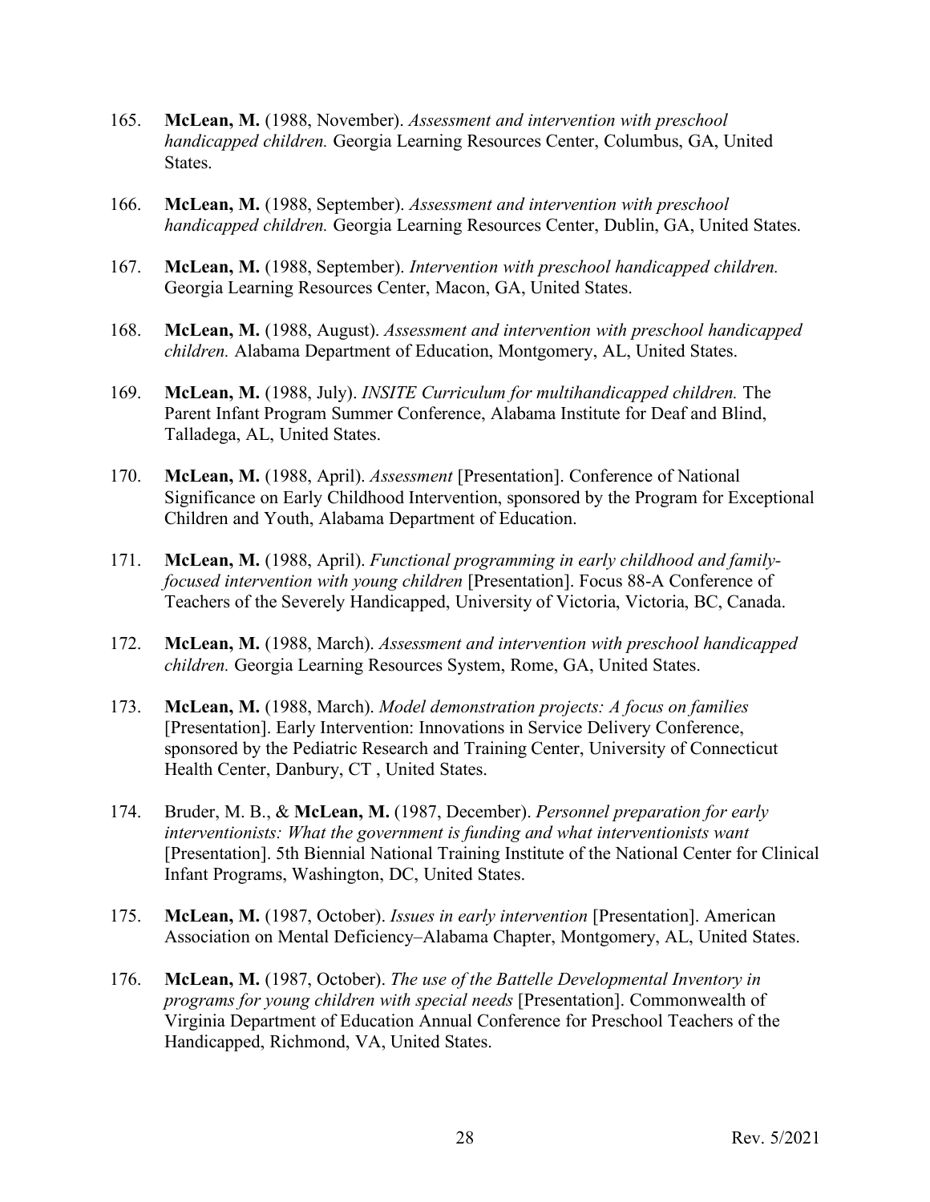165. **McLean, M.** (1988, November). *Assessment and intervention with preschool handicapped children.* Georgia Learning Resources Center, Columbus, GA, United States.

166. **McLean, M.** (1988, September). *Assessment and intervention with preschool handicapped children.* Georgia Learning Resources Center, Dublin, GA, United States.

167. **McLean, M.** (1988, September). *Intervention with preschool handicapped children.* Georgia Learning Resources Center, Macon, GA, United States.

168. **McLean, M.** (1988, August). *Assessment and intervention with preschool handicapped children.* Alabama Department of Education, Montgomery, AL, United States.

169. **McLean, M.** (1988, July). *INSITE Curriculum for multihandicapped children.* The Parent Infant Program Summer Conference, Alabama Institute for Deaf and Blind, Talladega, AL, United States.

170. **McLean, M.** (1988, April). *Assessment* [Presentation]. Conference of National Significance on Early Childhood Intervention, sponsored by the Program for Exceptional Children and Youth, Alabama Department of Education.

171. **McLean, M.** (1988, April). *Functional programming in early childhood and family-focused intervention with young children* [Presentation]. Focus 88-A Conference of Teachers of the Severely Handicapped, University of Victoria, Victoria, BC, Canada.

172. **McLean, M.** (1988, March). *Assessment and intervention with preschool handicapped children.* Georgia Learning Resources System, Rome, GA, United States.

173. **McLean, M.** (1988, March). *Model demonstration projects: A focus on families* [Presentation]. Early Intervention: Innovations in Service Delivery Conference, sponsored by the Pediatric Research and Training Center, University of Connecticut Health Center, Danbury, CT , United States.

174. Bruder, M. B., & **McLean, M.** (1987, December). *Personnel preparation for early interventionists: What the government is funding and what interventionists want* [Presentation]. 5th Biennial National Training Institute of the National Center for Clinical Infant Programs, Washington, DC, United States.

175. **McLean, M.** (1987, October). *Issues in early intervention* [Presentation]. American Association on Mental Deficiency–Alabama Chapter, Montgomery, AL, United States.

176. **McLean, M.** (1987, October). *The use of the Battelle Developmental Inventory in programs for young children with special needs* [Presentation]. Commonwealth of Virginia Department of Education Annual Conference for Preschool Teachers of the Handicapped, Richmond, VA, United States.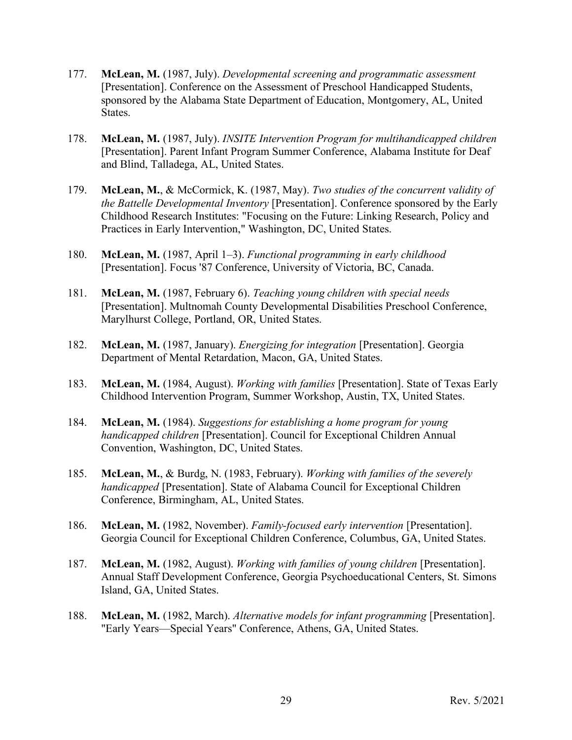177. **McLean, M.** (1987, July). *Developmental screening and programmatic assessment* [Presentation]. Conference on the Assessment of Preschool Handicapped Students, sponsored by the Alabama State Department of Education, Montgomery, AL, United States.

178. **McLean, M.** (1987, July). *INSITE Intervention Program for multihandicapped children* [Presentation]. Parent Infant Program Summer Conference, Alabama Institute for Deaf and Blind, Talladega, AL, United States.

179. **McLean, M.**, & McCormick, K. (1987, May). *Two studies of the concurrent validity of the Battelle Developmental Inventory* [Presentation]. Conference sponsored by the Early Childhood Research Institutes: "Focusing on the Future: Linking Research, Policy and Practices in Early Intervention," Washington, DC, United States.

180. **McLean, M.** (1987, April 1–3). *Functional programming in early childhood* [Presentation]. Focus '87 Conference, University of Victoria, BC, Canada.

181. **McLean, M.** (1987, February 6). *Teaching young children with special needs* [Presentation]. Multnomah County Developmental Disabilities Preschool Conference, Marylhurst College, Portland, OR, United States.

182. **McLean, M.** (1987, January). *Energizing for integration* [Presentation]. Georgia Department of Mental Retardation, Macon, GA, United States.

183. **McLean, M.** (1984, August). *Working with families* [Presentation]. State of Texas Early Childhood Intervention Program, Summer Workshop, Austin, TX, United States.

184. **McLean, M.** (1984). *Suggestions for establishing a home program for young handicapped children* [Presentation]. Council for Exceptional Children Annual Convention, Washington, DC, United States.

185. **McLean, M.**, & Burdg, N. (1983, February). *Working with families of the severely handicapped* [Presentation]. State of Alabama Council for Exceptional Children Conference, Birmingham, AL, United States.

186. **McLean, M.** (1982, November). *Family-focused early intervention* [Presentation]. Georgia Council for Exceptional Children Conference, Columbus, GA, United States.

187. **McLean, M.** (1982, August). *Working with families of young children* [Presentation]. Annual Staff Development Conference, Georgia Psychoeducational Centers, St. Simons Island, GA, United States.

188. **McLean, M.** (1982, March). *Alternative models for infant programming* [Presentation]. "Early Years—Special Years" Conference, Athens, GA, United States.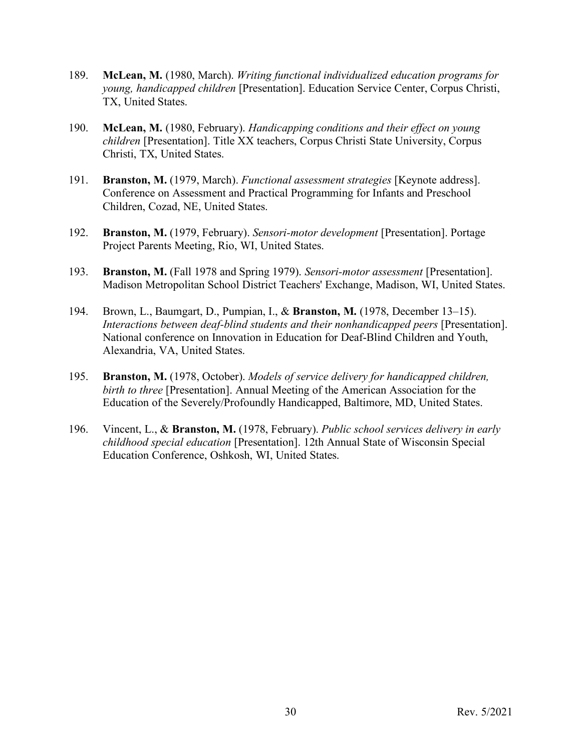189. **McLean, M.** (1980, March). *Writing functional individualized education programs for young, handicapped children* [Presentation]. Education Service Center, Corpus Christi, TX, United States.

190. **McLean, M.** (1980, February). *Handicapping conditions and their effect on young children* [Presentation]. Title XX teachers, Corpus Christi State University, Corpus Christi, TX, United States.

191. **Branston, M.** (1979, March). *Functional assessment strategies* [Keynote address]. Conference on Assessment and Practical Programming for Infants and Preschool Children, Cozad, NE, United States.

192. **Branston, M.** (1979, February). *Sensori-motor development* [Presentation]. Portage Project Parents Meeting, Rio, WI, United States.

193. **Branston, M.** (Fall 1978 and Spring 1979). *Sensori-motor assessment* [Presentation]. Madison Metropolitan School District Teachers' Exchange, Madison, WI, United States.

194. Brown, L., Baumgart, D., Pumpian, I., & **Branston, M.** (1978, December 13–15). *Interactions between deaf-blind students and their nonhandicapped peers* [Presentation]. National conference on Innovation in Education for Deaf-Blind Children and Youth, Alexandria, VA, United States.

195. **Branston, M.** (1978, October). *Models of service delivery for handicapped children, birth to three* [Presentation]. Annual Meeting of the American Association for the Education of the Severely/Profoundly Handicapped, Baltimore, MD, United States.

196. Vincent, L., & **Branston, M.** (1978, February). *Public school services delivery in early childhood special education* [Presentation]. 12th Annual State of Wisconsin Special Education Conference, Oshkosh, WI, United States.

Rev. 5/2021